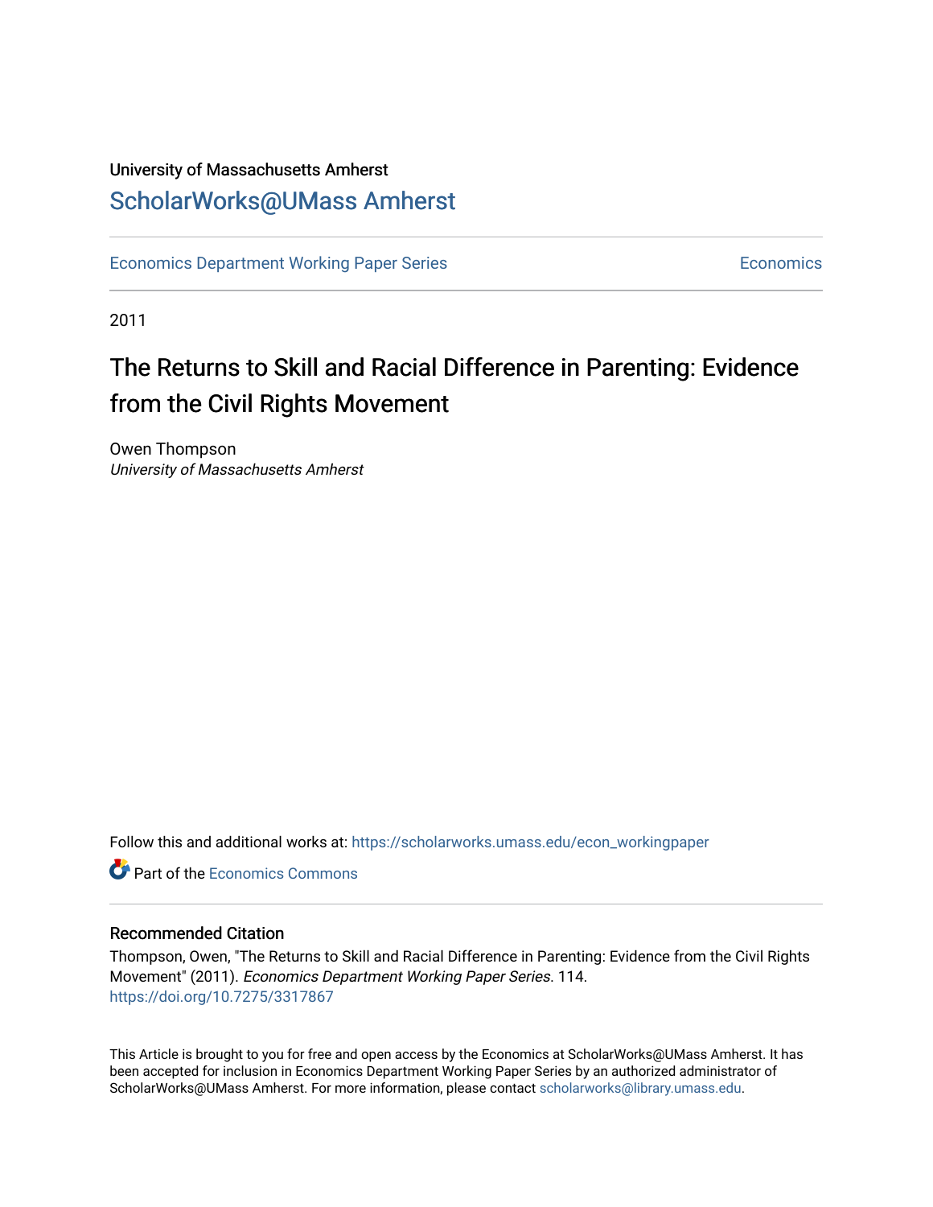University of Massachusetts Amherst

ScholarWorks@UMass Amherst

Economics Department Working Paper Series | Economics

2011

# The Returns to Skill and Racial Difference in Parenting: Evidence from the Civil Rights Movement

Owen Thompson
*University of Massachusetts Amherst*

Follow this and additional works at: https://scholarworks.umass.edu/econ_workingpaper

Part of the Economics Commons

## Recommended Citation

Thompson, Owen, "The Returns to Skill and Racial Difference in Parenting: Evidence from the Civil Rights Movement" (2011). *Economics Department Working Paper Series*. 114.
https://doi.org/10.7275/3317867

This Article is brought to you for free and open access by the Economics at ScholarWorks@UMass Amherst. It has been accepted for inclusion in Economics Department Working Paper Series by an authorized administrator of ScholarWorks@UMass Amherst. For more information, please contact scholarworks@library.umass.edu.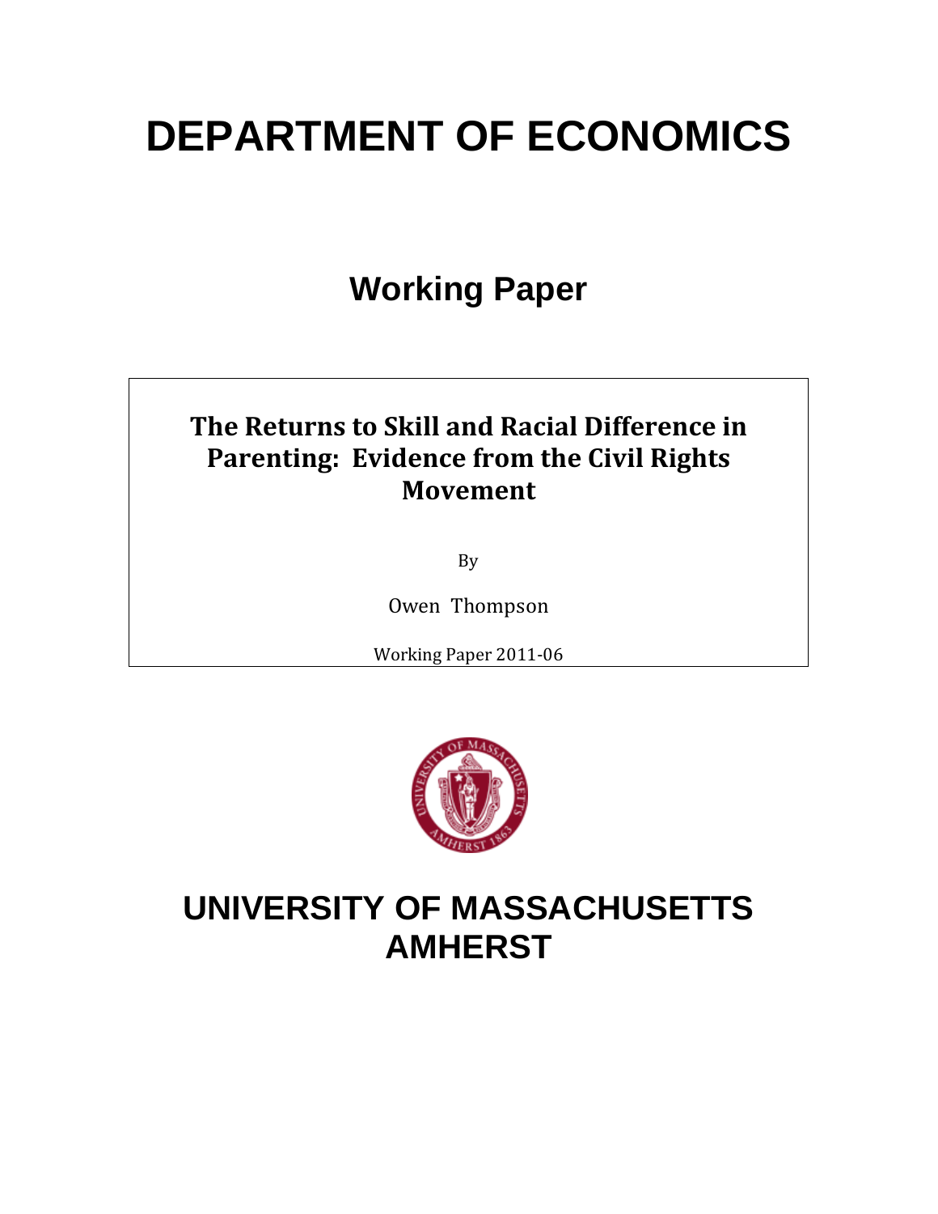# DEPARTMENT OF ECONOMICS

## Working Paper

**The Returns to Skill and Racial Difference in Parenting: Evidence from the Civil Rights Movement**

By

Owen Thompson

Working Paper 2011-06

# UNIVERSITY OF MASSACHUSETTS AMHERST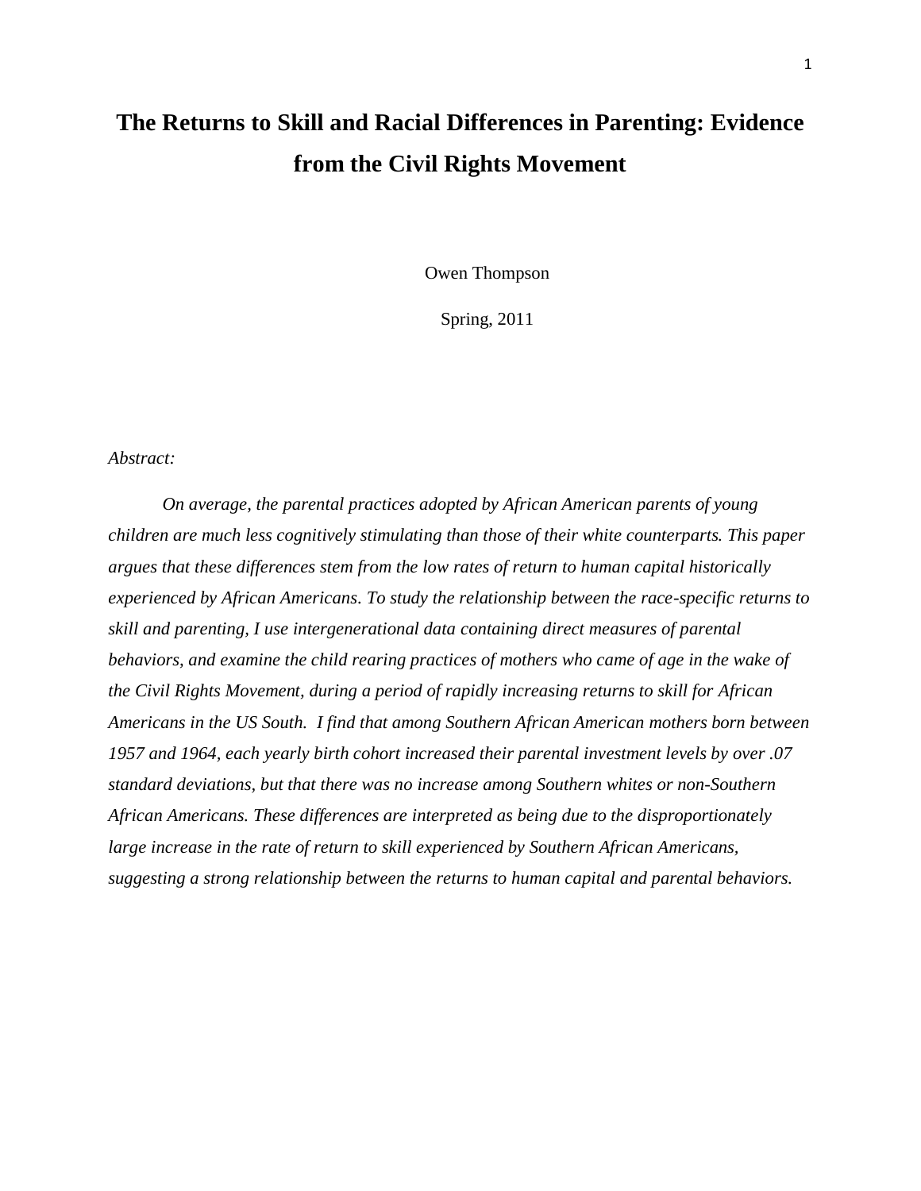# The Returns to Skill and Racial Differences in Parenting: Evidence from the Civil Rights Movement

Owen Thompson

Spring, 2011

*Abstract:*

*On average, the parental practices adopted by African American parents of young children are much less cognitively stimulating than those of their white counterparts. This paper argues that these differences stem from the low rates of return to human capital historically experienced by African Americans. To study the relationship between the race-specific returns to skill and parenting, I use intergenerational data containing direct measures of parental behaviors, and examine the child rearing practices of mothers who came of age in the wake of the Civil Rights Movement, during a period of rapidly increasing returns to skill for African Americans in the US South. I find that among Southern African American mothers born between 1957 and 1964, each yearly birth cohort increased their parental investment levels by over .07 standard deviations, but that there was no increase among Southern whites or non-Southern African Americans. These differences are interpreted as being due to the disproportionately large increase in the rate of return to skill experienced by Southern African Americans, suggesting a strong relationship between the returns to human capital and parental behaviors.*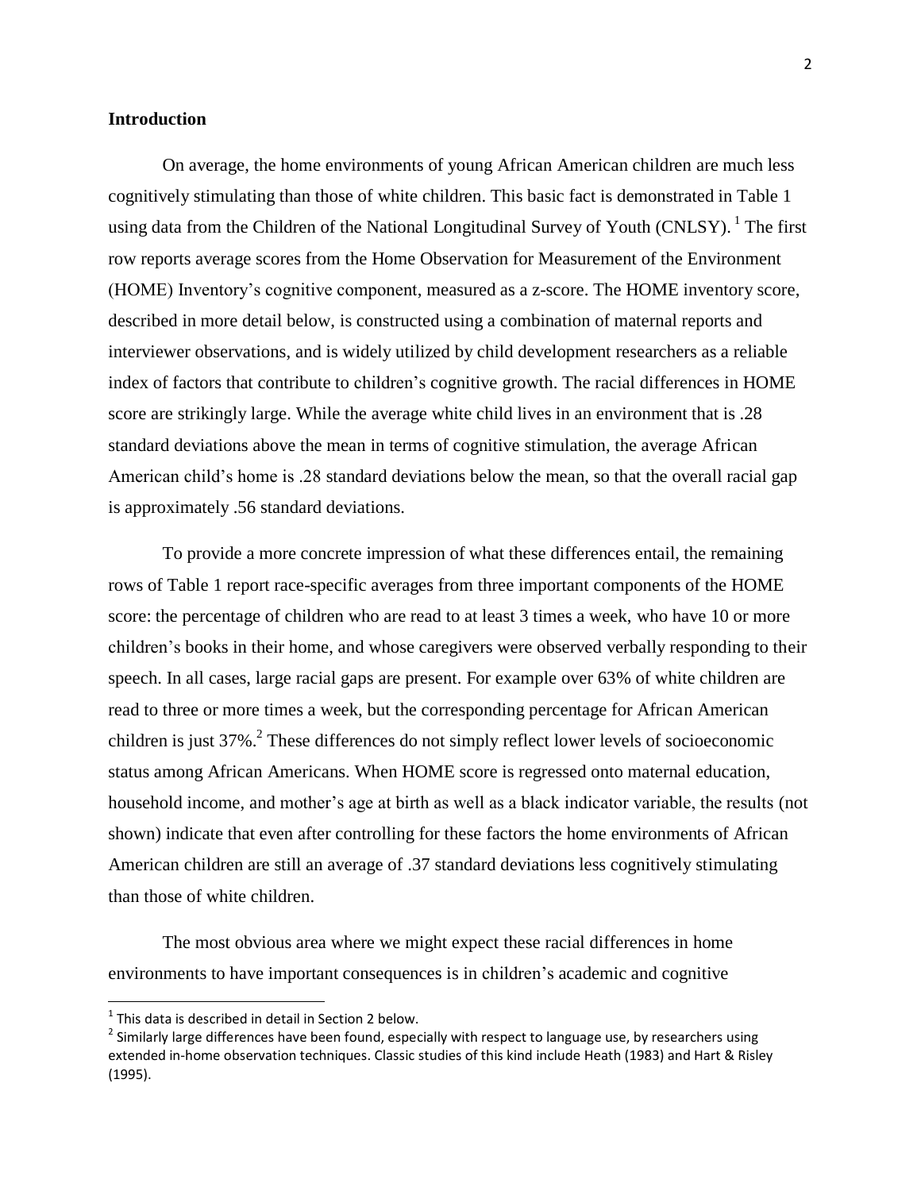### Introduction

On average, the home environments of young African American children are much less cognitively stimulating than those of white children. This basic fact is demonstrated in Table 1 using data from the Children of the National Longitudinal Survey of Youth (CNLSY). [1] The first row reports average scores from the Home Observation for Measurement of the Environment (HOME) Inventory's cognitive component, measured as a z-score. The HOME inventory score, described in more detail below, is constructed using a combination of maternal reports and interviewer observations, and is widely utilized by child development researchers as a reliable index of factors that contribute to children's cognitive growth. The racial differences in HOME score are strikingly large. While the average white child lives in an environment that is .28 standard deviations above the mean in terms of cognitive stimulation, the average African American child's home is .28 standard deviations below the mean, so that the overall racial gap is approximately .56 standard deviations.

To provide a more concrete impression of what these differences entail, the remaining rows of Table 1 report race-specific averages from three important components of the HOME score: the percentage of children who are read to at least 3 times a week, who have 10 or more children's books in their home, and whose caregivers were observed verbally responding to their speech. In all cases, large racial gaps are present. For example over 63% of white children are read to three or more times a week, but the corresponding percentage for African American children is just 37%.[2] These differences do not simply reflect lower levels of socioeconomic status among African Americans. When HOME score is regressed onto maternal education, household income, and mother's age at birth as well as a black indicator variable, the results (not shown) indicate that even after controlling for these factors the home environments of African American children are still an average of .37 standard deviations less cognitively stimulating than those of white children.

The most obvious area where we might expect these racial differences in home environments to have important consequences is in children's academic and cognitive

[1] This data is described in detail in Section 2 below.

[2] Similarly large differences have been found, especially with respect to language use, by researchers using extended in-home observation techniques. Classic studies of this kind include Heath (1983) and Hart & Risley (1995).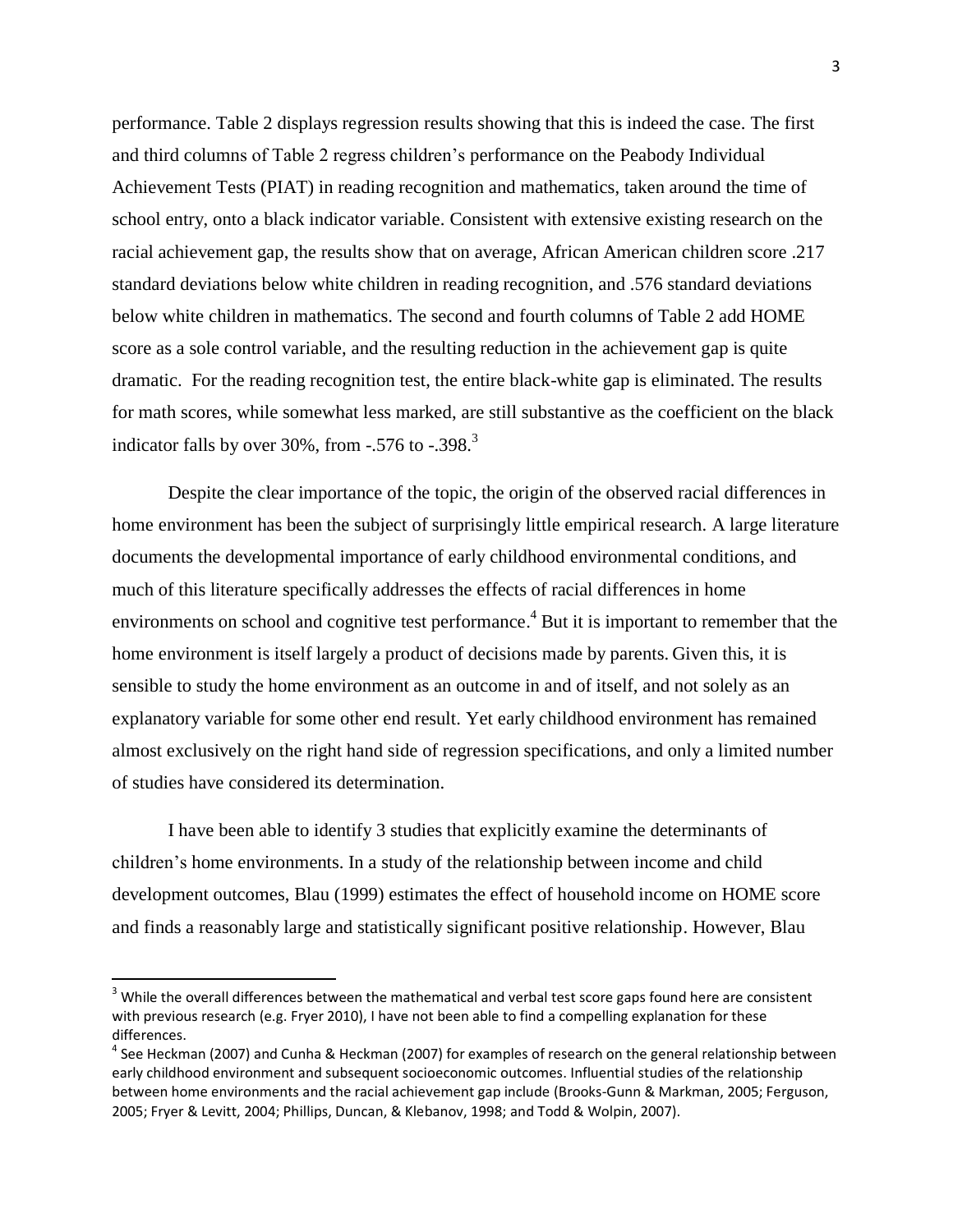performance. Table 2 displays regression results showing that this is indeed the case. The first and third columns of Table 2 regress children's performance on the Peabody Individual Achievement Tests (PIAT) in reading recognition and mathematics, taken around the time of school entry, onto a black indicator variable. Consistent with extensive existing research on the racial achievement gap, the results show that on average, African American children score .217 standard deviations below white children in reading recognition, and .576 standard deviations below white children in mathematics. The second and fourth columns of Table 2 add HOME score as a sole control variable, and the resulting reduction in the achievement gap is quite dramatic. For the reading recognition test, the entire black-white gap is eliminated. The results for math scores, while somewhat less marked, are still substantive as the coefficient on the black indicator falls by over 30%, from -.576 to -.398.[3]

Despite the clear importance of the topic, the origin of the observed racial differences in home environment has been the subject of surprisingly little empirical research. A large literature documents the developmental importance of early childhood environmental conditions, and much of this literature specifically addresses the effects of racial differences in home environments on school and cognitive test performance.[4] But it is important to remember that the home environment is itself largely a product of decisions made by parents. Given this, it is sensible to study the home environment as an outcome in and of itself, and not solely as an explanatory variable for some other end result. Yet early childhood environment has remained almost exclusively on the right hand side of regression specifications, and only a limited number of studies have considered its determination.

I have been able to identify 3 studies that explicitly examine the determinants of children's home environments. In a study of the relationship between income and child development outcomes, Blau (1999) estimates the effect of household income on HOME score and finds a reasonably large and statistically significant positive relationship. However, Blau

[3] While the overall differences between the mathematical and verbal test score gaps found here are consistent with previous research (e.g. Fryer 2010), I have not been able to find a compelling explanation for these differences.

[4] See Heckman (2007) and Cunha & Heckman (2007) for examples of research on the general relationship between early childhood environment and subsequent socioeconomic outcomes. Influential studies of the relationship between home environments and the racial achievement gap include (Brooks-Gunn & Markman, 2005; Ferguson, 2005; Fryer & Levitt, 2004; Phillips, Duncan, & Klebanov, 1998; and Todd & Wolpin, 2007).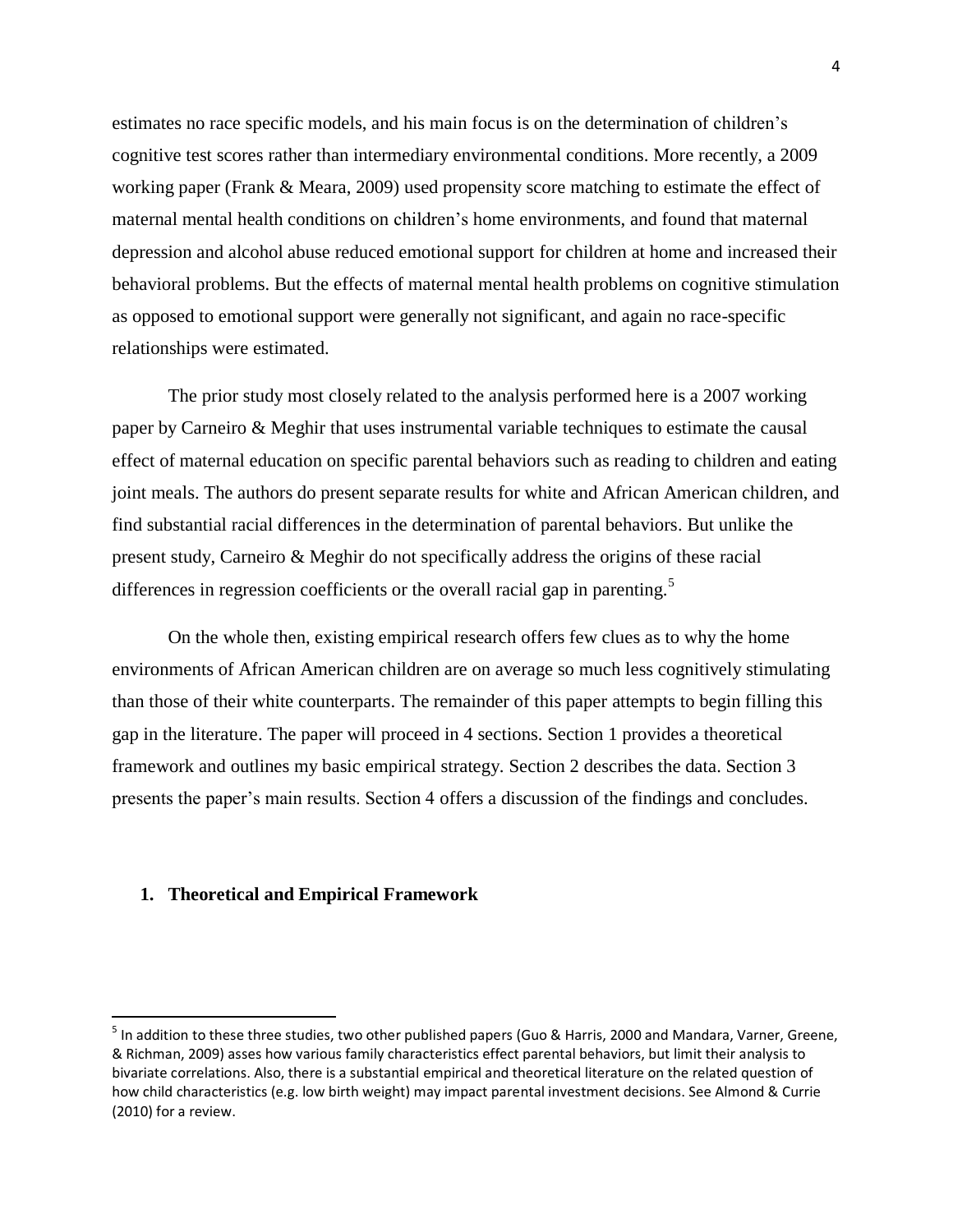estimates no race specific models, and his main focus is on the determination of children's cognitive test scores rather than intermediary environmental conditions. More recently, a 2009 working paper (Frank & Meara, 2009) used propensity score matching to estimate the effect of maternal mental health conditions on children's home environments, and found that maternal depression and alcohol abuse reduced emotional support for children at home and increased their behavioral problems. But the effects of maternal mental health problems on cognitive stimulation as opposed to emotional support were generally not significant, and again no race-specific relationships were estimated.

The prior study most closely related to the analysis performed here is a 2007 working paper by Carneiro & Meghir that uses instrumental variable techniques to estimate the causal effect of maternal education on specific parental behaviors such as reading to children and eating joint meals. The authors do present separate results for white and African American children, and find substantial racial differences in the determination of parental behaviors. But unlike the present study, Carneiro & Meghir do not specifically address the origins of these racial differences in regression coefficients or the overall racial gap in parenting.[5]

On the whole then, existing empirical research offers few clues as to why the home environments of African American children are on average so much less cognitively stimulating than those of their white counterparts. The remainder of this paper attempts to begin filling this gap in the literature. The paper will proceed in 4 sections. Section 1 provides a theoretical framework and outlines my basic empirical strategy. Section 2 describes the data. Section 3 presents the paper's main results. Section 4 offers a discussion of the findings and concludes.

## 1. Theoretical and Empirical Framework

[5] In addition to these three studies, two other published papers (Guo & Harris, 2000 and Mandara, Varner, Greene, & Richman, 2009) asses how various family characteristics effect parental behaviors, but limit their analysis to bivariate correlations. Also, there is a substantial empirical and theoretical literature on the related question of how child characteristics (e.g. low birth weight) may impact parental investment decisions. See Almond & Currie (2010) for a review.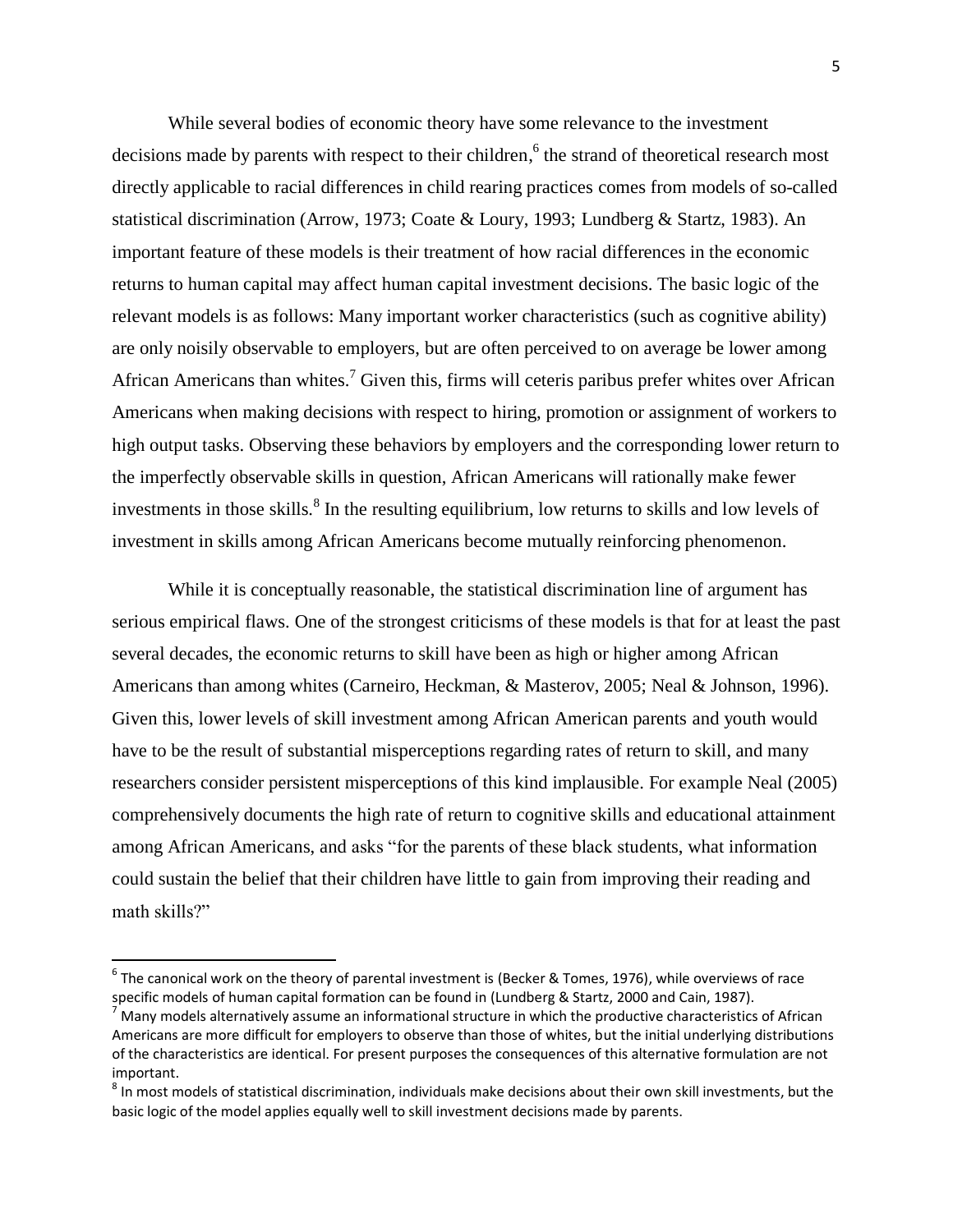While several bodies of economic theory have some relevance to the investment decisions made by parents with respect to their children,[6] the strand of theoretical research most directly applicable to racial differences in child rearing practices comes from models of so-called statistical discrimination (Arrow, 1973; Coate & Loury, 1993; Lundberg & Startz, 1983). An important feature of these models is their treatment of how racial differences in the economic returns to human capital may affect human capital investment decisions. The basic logic of the relevant models is as follows: Many important worker characteristics (such as cognitive ability) are only noisily observable to employers, but are often perceived to on average be lower among African Americans than whites.[7] Given this, firms will ceteris paribus prefer whites over African Americans when making decisions with respect to hiring, promotion or assignment of workers to high output tasks. Observing these behaviors by employers and the corresponding lower return to the imperfectly observable skills in question, African Americans will rationally make fewer investments in those skills.[8] In the resulting equilibrium, low returns to skills and low levels of investment in skills among African Americans become mutually reinforcing phenomenon.

While it is conceptually reasonable, the statistical discrimination line of argument has serious empirical flaws. One of the strongest criticisms of these models is that for at least the past several decades, the economic returns to skill have been as high or higher among African Americans than among whites (Carneiro, Heckman, & Masterov, 2005; Neal & Johnson, 1996). Given this, lower levels of skill investment among African American parents and youth would have to be the result of substantial misperceptions regarding rates of return to skill, and many researchers consider persistent misperceptions of this kind implausible. For example Neal (2005) comprehensively documents the high rate of return to cognitive skills and educational attainment among African Americans, and asks "for the parents of these black students, what information could sustain the belief that their children have little to gain from improving their reading and math skills?"

[6] The canonical work on the theory of parental investment is (Becker & Tomes, 1976), while overviews of race specific models of human capital formation can be found in (Lundberg & Startz, 2000 and Cain, 1987).

[7] Many models alternatively assume an informational structure in which the productive characteristics of African Americans are more difficult for employers to observe than those of whites, but the initial underlying distributions of the characteristics are identical. For present purposes the consequences of this alternative formulation are not important.

[8] In most models of statistical discrimination, individuals make decisions about their own skill investments, but the basic logic of the model applies equally well to skill investment decisions made by parents.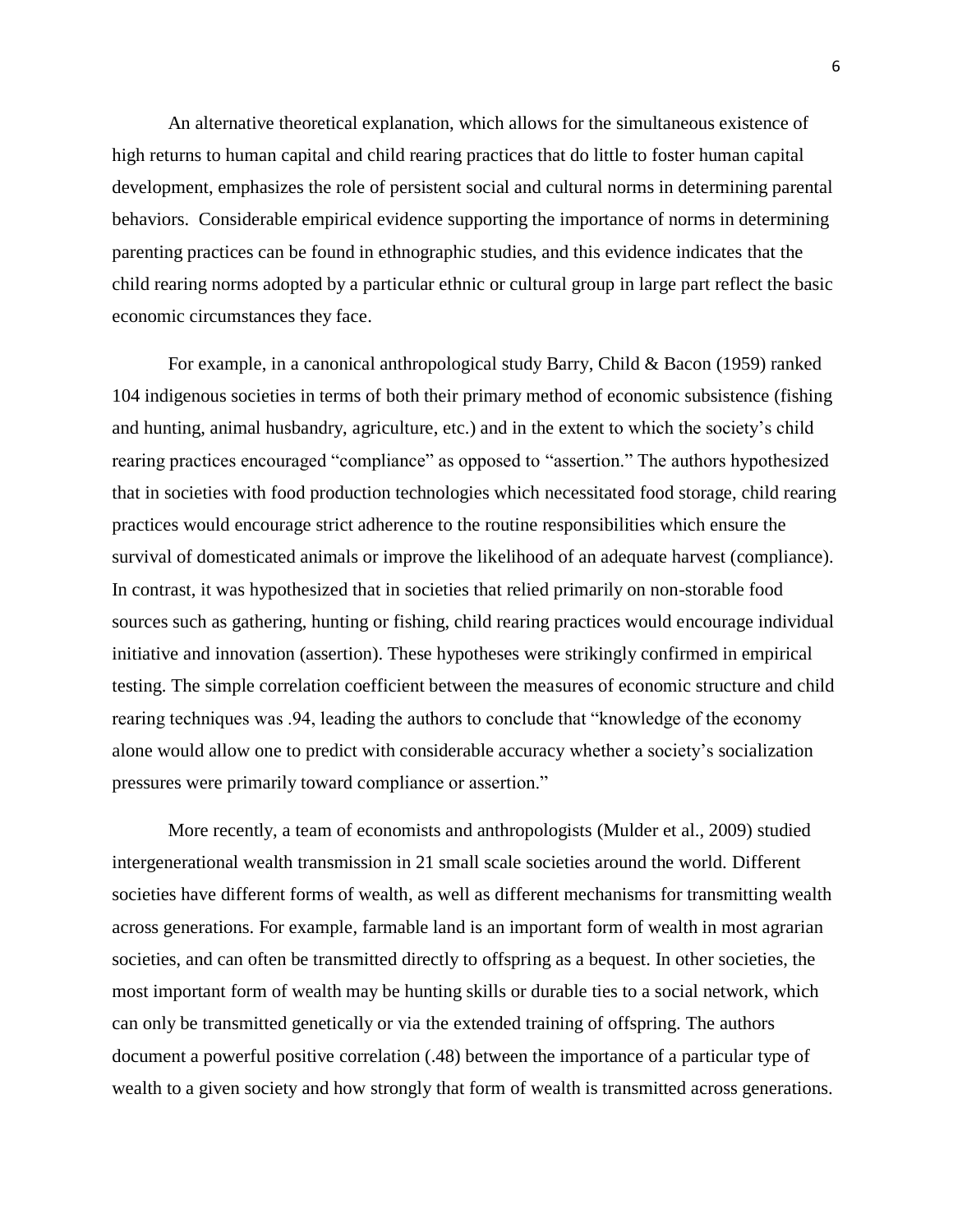An alternative theoretical explanation, which allows for the simultaneous existence of high returns to human capital and child rearing practices that do little to foster human capital development, emphasizes the role of persistent social and cultural norms in determining parental behaviors. Considerable empirical evidence supporting the importance of norms in determining parenting practices can be found in ethnographic studies, and this evidence indicates that the child rearing norms adopted by a particular ethnic or cultural group in large part reflect the basic economic circumstances they face.

For example, in a canonical anthropological study Barry, Child & Bacon (1959) ranked 104 indigenous societies in terms of both their primary method of economic subsistence (fishing and hunting, animal husbandry, agriculture, etc.) and in the extent to which the society's child rearing practices encouraged "compliance" as opposed to "assertion." The authors hypothesized that in societies with food production technologies which necessitated food storage, child rearing practices would encourage strict adherence to the routine responsibilities which ensure the survival of domesticated animals or improve the likelihood of an adequate harvest (compliance). In contrast, it was hypothesized that in societies that relied primarily on non-storable food sources such as gathering, hunting or fishing, child rearing practices would encourage individual initiative and innovation (assertion). These hypotheses were strikingly confirmed in empirical testing. The simple correlation coefficient between the measures of economic structure and child rearing techniques was .94, leading the authors to conclude that "knowledge of the economy alone would allow one to predict with considerable accuracy whether a society's socialization pressures were primarily toward compliance or assertion."

More recently, a team of economists and anthropologists (Mulder et al., 2009) studied intergenerational wealth transmission in 21 small scale societies around the world. Different societies have different forms of wealth, as well as different mechanisms for transmitting wealth across generations. For example, farmable land is an important form of wealth in most agrarian societies, and can often be transmitted directly to offspring as a bequest. In other societies, the most important form of wealth may be hunting skills or durable ties to a social network, which can only be transmitted genetically or via the extended training of offspring. The authors document a powerful positive correlation (.48) between the importance of a particular type of wealth to a given society and how strongly that form of wealth is transmitted across generations.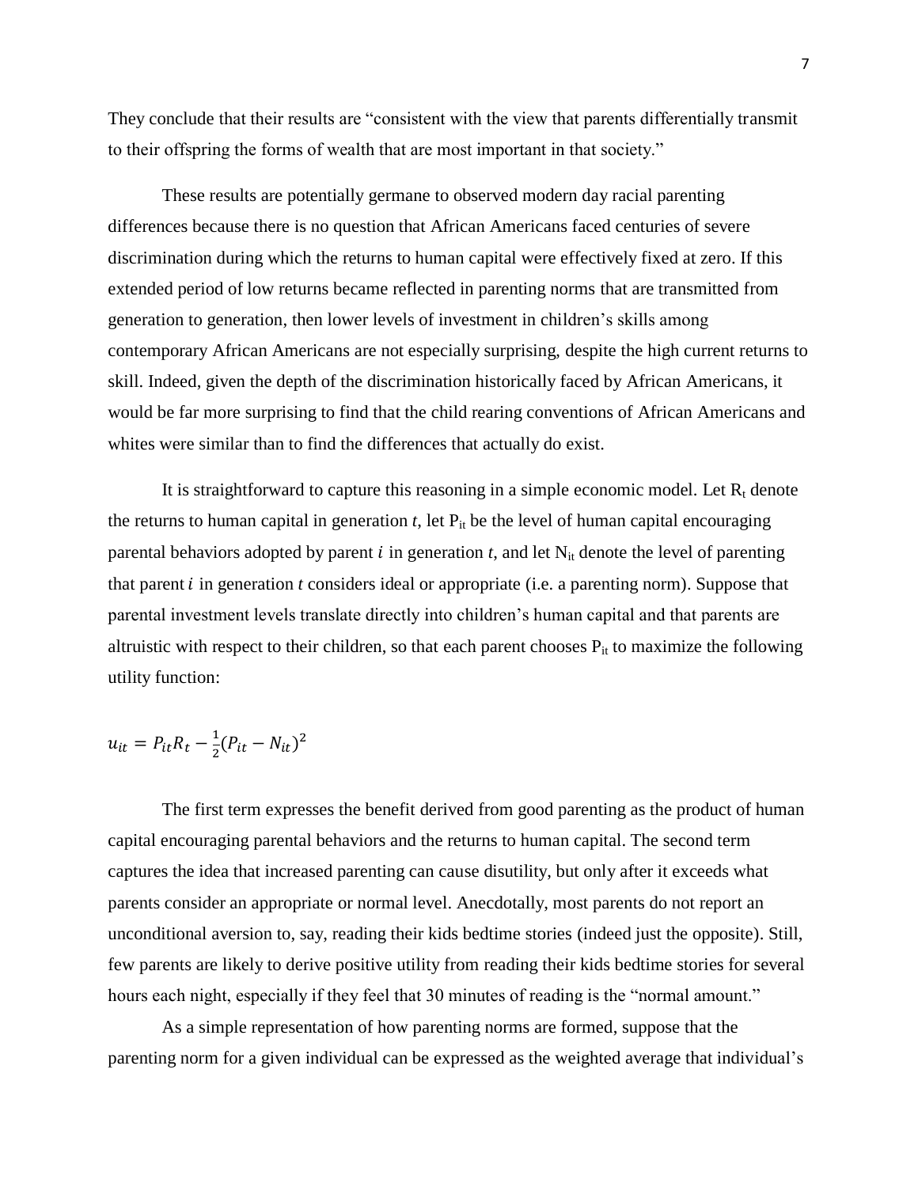They conclude that their results are "consistent with the view that parents differentially transmit to their offspring the forms of wealth that are most important in that society."

These results are potentially germane to observed modern day racial parenting differences because there is no question that African Americans faced centuries of severe discrimination during which the returns to human capital were effectively fixed at zero. If this extended period of low returns became reflected in parenting norms that are transmitted from generation to generation, then lower levels of investment in children's skills among contemporary African Americans are not especially surprising, despite the high current returns to skill. Indeed, given the depth of the discrimination historically faced by African Americans, it would be far more surprising to find that the child rearing conventions of African Americans and whites were similar than to find the differences that actually do exist.

It is straightforward to capture this reasoning in a simple economic model. Let $R_t$ denote the returns to human capital in generation *t*, let $P_{it}$ be the level of human capital encouraging parental behaviors adopted by parent $i$ in generation *t*, and let $N_{it}$ denote the level of parenting that parent $i$ in generation *t* considers ideal or appropriate (i.e. a parenting norm). Suppose that parental investment levels translate directly into children's human capital and that parents are altruistic with respect to their children, so that each parent chooses $P_{it}$ to maximize the following utility function:

$$u_{it} = P_{it}R_t - \frac{1}{2}(P_{it} - N_{it})^2$$

The first term expresses the benefit derived from good parenting as the product of human capital encouraging parental behaviors and the returns to human capital. The second term captures the idea that increased parenting can cause disutility, but only after it exceeds what parents consider an appropriate or normal level. Anecdotally, most parents do not report an unconditional aversion to, say, reading their kids bedtime stories (indeed just the opposite). Still, few parents are likely to derive positive utility from reading their kids bedtime stories for several hours each night, especially if they feel that 30 minutes of reading is the "normal amount."

As a simple representation of how parenting norms are formed, suppose that the parenting norm for a given individual can be expressed as the weighted average that individual's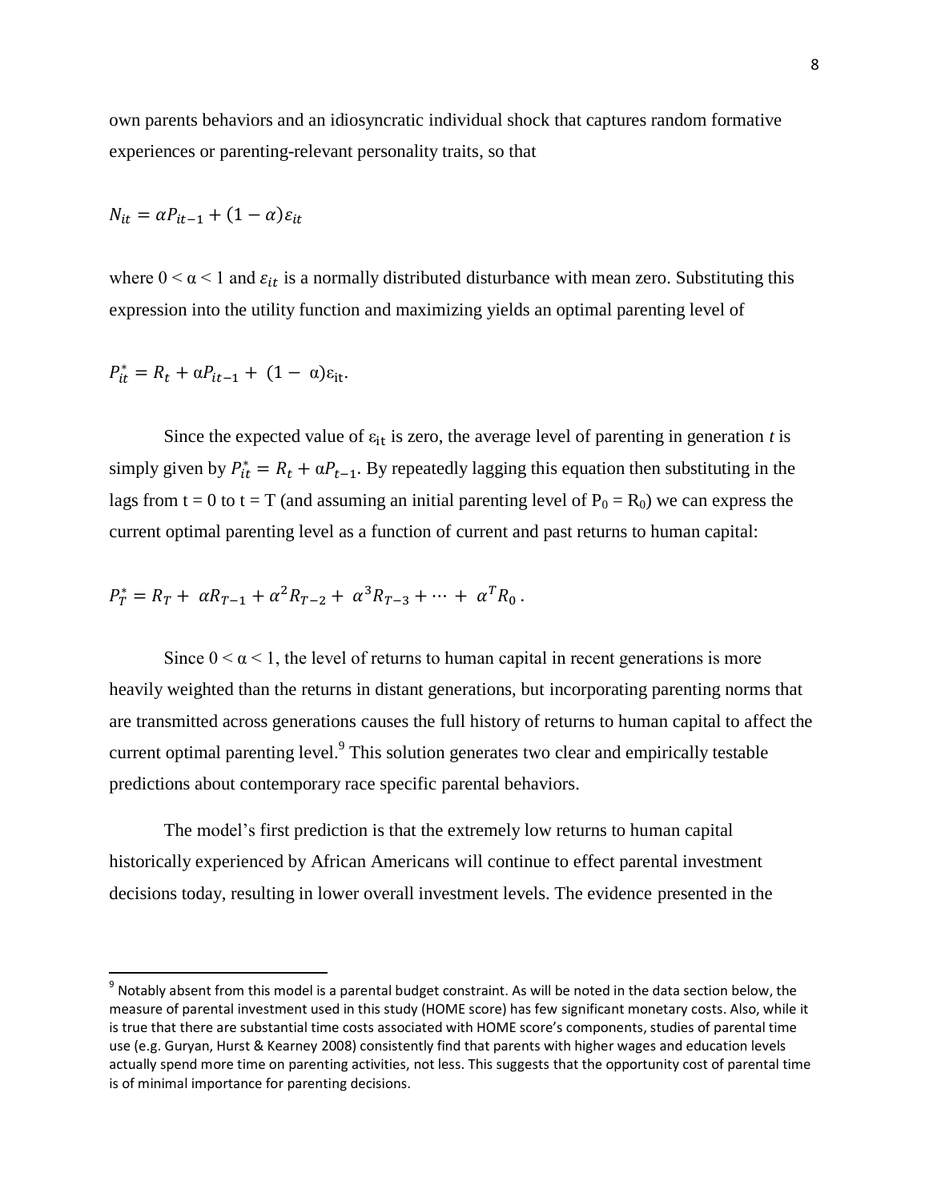own parents behaviors and an idiosyncratic individual shock that captures random formative experiences or parenting-relevant personality traits, so that

$$N_{it} = \alpha P_{it-1} + (1 - \alpha)\varepsilon_{it}$$

where $0 < \alpha < 1$ and $\varepsilon_{it}$ is a normally distributed disturbance with mean zero. Substituting this expression into the utility function and maximizing yields an optimal parenting level of

$$P_{it}^{*} = R_t + \alpha P_{it-1} + (1 - \alpha)\varepsilon_{it}.$$

Since the expected value of $\varepsilon_{it}$ is zero, the average level of parenting in generation *t* is simply given by $P_{it}^{*} = R_t + \alpha P_{t-1}$. By repeatedly lagging this equation then substituting in the lags from t = 0 to t = T (and assuming an initial parenting level of $P_0 = R_0$) we can express the current optimal parenting level as a function of current and past returns to human capital:

$$P_T^{*} = R_T + \alpha R_{T-1} + \alpha^2 R_{T-2} + \alpha^3 R_{T-3} + \cdots + \alpha^T R_0 .$$

Since $0 < \alpha < 1$, the level of returns to human capital in recent generations is more heavily weighted than the returns in distant generations, but incorporating parenting norms that are transmitted across generations causes the full history of returns to human capital to affect the current optimal parenting level.[9] This solution generates two clear and empirically testable predictions about contemporary race specific parental behaviors.

The model's first prediction is that the extremely low returns to human capital historically experienced by African Americans will continue to effect parental investment decisions today, resulting in lower overall investment levels. The evidence presented in the

[9] Notably absent from this model is a parental budget constraint. As will be noted in the data section below, the measure of parental investment used in this study (HOME score) has few significant monetary costs. Also, while it is true that there are substantial time costs associated with HOME score's components, studies of parental time use (e.g. Guryan, Hurst & Kearney 2008) consistently find that parents with higher wages and education levels actually spend more time on parenting activities, not less. This suggests that the opportunity cost of parental time is of minimal importance for parenting decisions.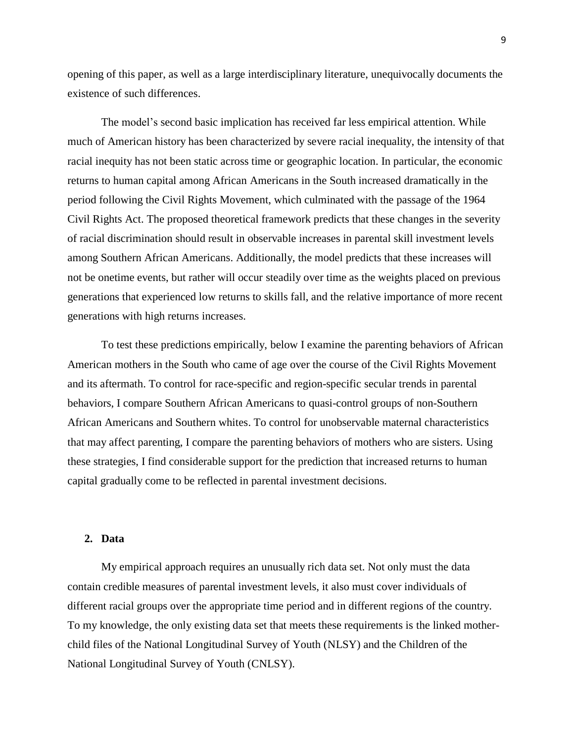opening of this paper, as well as a large interdisciplinary literature, unequivocally documents the existence of such differences.

The model's second basic implication has received far less empirical attention. While much of American history has been characterized by severe racial inequality, the intensity of that racial inequity has not been static across time or geographic location. In particular, the economic returns to human capital among African Americans in the South increased dramatically in the period following the Civil Rights Movement, which culminated with the passage of the 1964 Civil Rights Act. The proposed theoretical framework predicts that these changes in the severity of racial discrimination should result in observable increases in parental skill investment levels among Southern African Americans. Additionally, the model predicts that these increases will not be onetime events, but rather will occur steadily over time as the weights placed on previous generations that experienced low returns to skills fall, and the relative importance of more recent generations with high returns increases.

To test these predictions empirically, below I examine the parenting behaviors of African American mothers in the South who came of age over the course of the Civil Rights Movement and its aftermath. To control for race-specific and region-specific secular trends in parental behaviors, I compare Southern African Americans to quasi-control groups of non-Southern African Americans and Southern whites. To control for unobservable maternal characteristics that may affect parenting, I compare the parenting behaviors of mothers who are sisters. Using these strategies, I find considerable support for the prediction that increased returns to human capital gradually come to be reflected in parental investment decisions.

## 2. Data

My empirical approach requires an unusually rich data set. Not only must the data contain credible measures of parental investment levels, it also must cover individuals of different racial groups over the appropriate time period and in different regions of the country. To my knowledge, the only existing data set that meets these requirements is the linked mother-child files of the National Longitudinal Survey of Youth (NLSY) and the Children of the National Longitudinal Survey of Youth (CNLSY).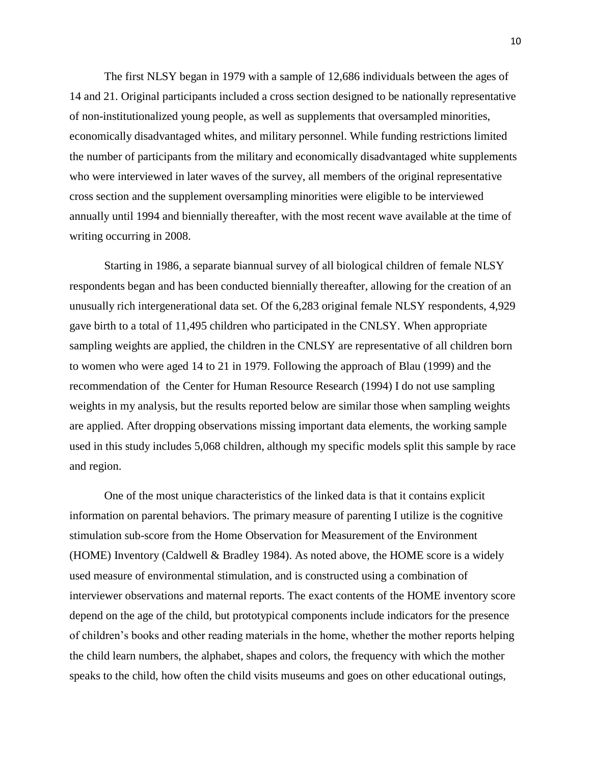The first NLSY began in 1979 with a sample of 12,686 individuals between the ages of 14 and 21. Original participants included a cross section designed to be nationally representative of non-institutionalized young people, as well as supplements that oversampled minorities, economically disadvantaged whites, and military personnel. While funding restrictions limited the number of participants from the military and economically disadvantaged white supplements who were interviewed in later waves of the survey, all members of the original representative cross section and the supplement oversampling minorities were eligible to be interviewed annually until 1994 and biennially thereafter, with the most recent wave available at the time of writing occurring in 2008.

Starting in 1986, a separate biannual survey of all biological children of female NLSY respondents began and has been conducted biennially thereafter, allowing for the creation of an unusually rich intergenerational data set. Of the 6,283 original female NLSY respondents, 4,929 gave birth to a total of 11,495 children who participated in the CNLSY. When appropriate sampling weights are applied, the children in the CNLSY are representative of all children born to women who were aged 14 to 21 in 1979. Following the approach of Blau (1999) and the recommendation of the Center for Human Resource Research (1994) I do not use sampling weights in my analysis, but the results reported below are similar those when sampling weights are applied. After dropping observations missing important data elements, the working sample used in this study includes 5,068 children, although my specific models split this sample by race and region.

One of the most unique characteristics of the linked data is that it contains explicit information on parental behaviors. The primary measure of parenting I utilize is the cognitive stimulation sub-score from the Home Observation for Measurement of the Environment (HOME) Inventory (Caldwell & Bradley 1984). As noted above, the HOME score is a widely used measure of environmental stimulation, and is constructed using a combination of interviewer observations and maternal reports. The exact contents of the HOME inventory score depend on the age of the child, but prototypical components include indicators for the presence of children's books and other reading materials in the home, whether the mother reports helping the child learn numbers, the alphabet, shapes and colors, the frequency with which the mother speaks to the child, how often the child visits museums and goes on other educational outings,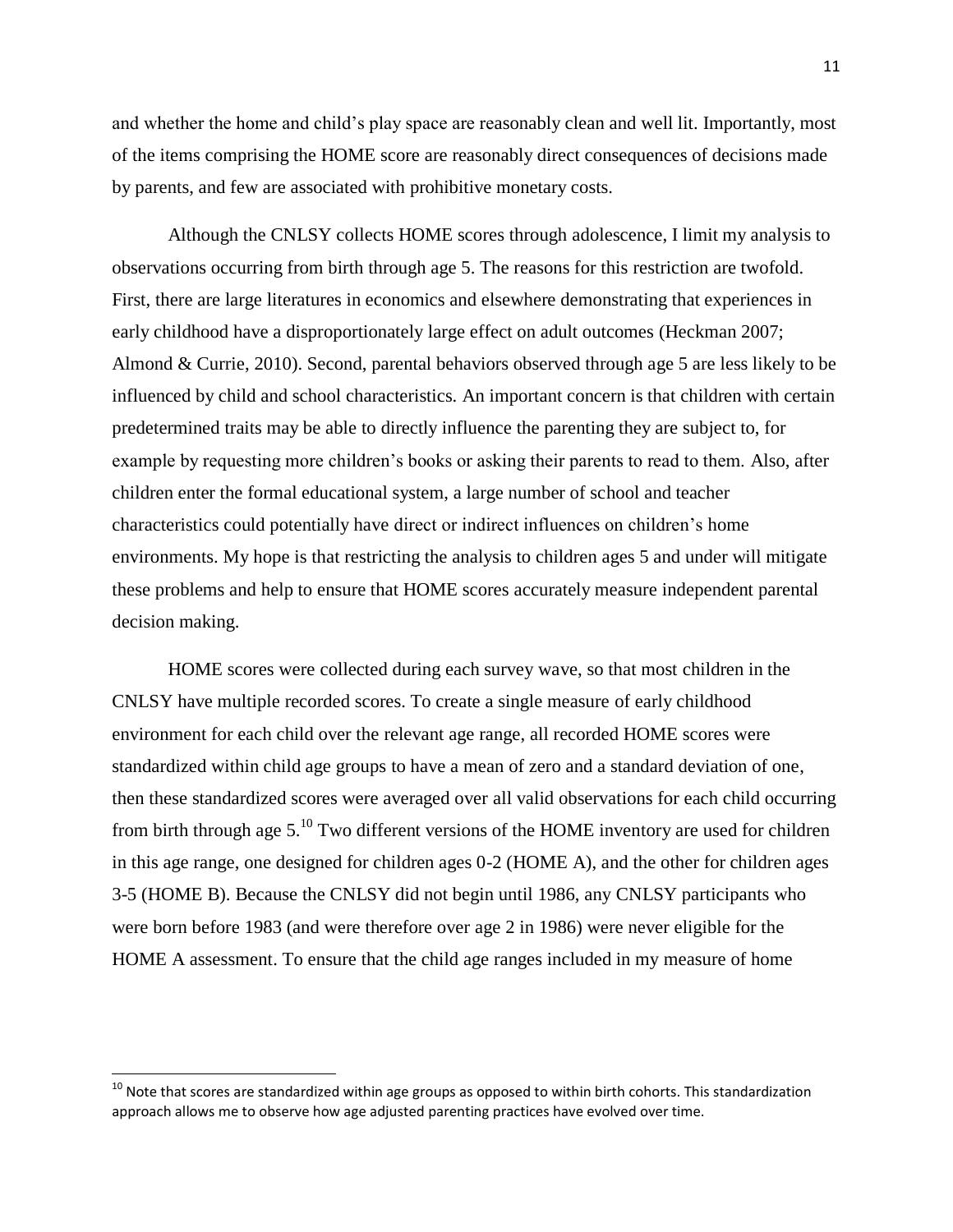and whether the home and child's play space are reasonably clean and well lit. Importantly, most of the items comprising the HOME score are reasonably direct consequences of decisions made by parents, and few are associated with prohibitive monetary costs.

Although the CNLSY collects HOME scores through adolescence, I limit my analysis to observations occurring from birth through age 5. The reasons for this restriction are twofold. First, there are large literatures in economics and elsewhere demonstrating that experiences in early childhood have a disproportionately large effect on adult outcomes (Heckman 2007; Almond & Currie, 2010). Second, parental behaviors observed through age 5 are less likely to be influenced by child and school characteristics. An important concern is that children with certain predetermined traits may be able to directly influence the parenting they are subject to, for example by requesting more children's books or asking their parents to read to them. Also, after children enter the formal educational system, a large number of school and teacher characteristics could potentially have direct or indirect influences on children's home environments. My hope is that restricting the analysis to children ages 5 and under will mitigate these problems and help to ensure that HOME scores accurately measure independent parental decision making.

HOME scores were collected during each survey wave, so that most children in the CNLSY have multiple recorded scores. To create a single measure of early childhood environment for each child over the relevant age range, all recorded HOME scores were standardized within child age groups to have a mean of zero and a standard deviation of one, then these standardized scores were averaged over all valid observations for each child occurring from birth through age 5.[10] Two different versions of the HOME inventory are used for children in this age range, one designed for children ages 0-2 (HOME A), and the other for children ages 3-5 (HOME B). Because the CNLSY did not begin until 1986, any CNLSY participants who were born before 1983 (and were therefore over age 2 in 1986) were never eligible for the HOME A assessment. To ensure that the child age ranges included in my measure of home

[10] Note that scores are standardized within age groups as opposed to within birth cohorts. This standardization approach allows me to observe how age adjusted parenting practices have evolved over time.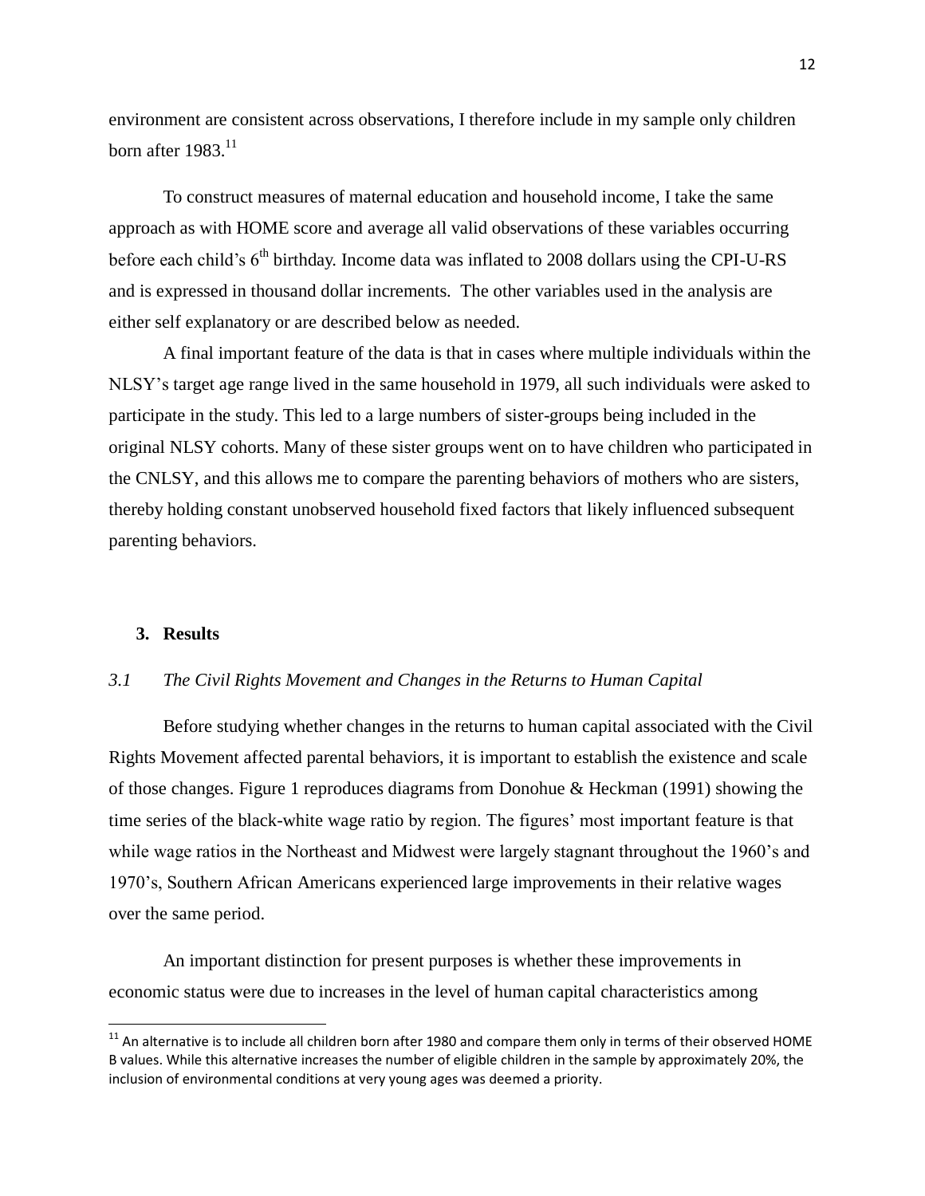environment are consistent across observations, I therefore include in my sample only children born after 1983.[11]

To construct measures of maternal education and household income, I take the same approach as with HOME score and average all valid observations of these variables occurring before each child's $6^{th}$ birthday. Income data was inflated to 2008 dollars using the CPI-U-RS and is expressed in thousand dollar increments. The other variables used in the analysis are either self explanatory or are described below as needed.

A final important feature of the data is that in cases where multiple individuals within the NLSY's target age range lived in the same household in 1979, all such individuals were asked to participate in the study. This led to a large numbers of sister-groups being included in the original NLSY cohorts. Many of these sister groups went on to have children who participated in the CNLSY, and this allows me to compare the parenting behaviors of mothers who are sisters, thereby holding constant unobserved household fixed factors that likely influenced subsequent parenting behaviors.

## 3. Results

### *3.1 The Civil Rights Movement and Changes in the Returns to Human Capital*

Before studying whether changes in the returns to human capital associated with the Civil Rights Movement affected parental behaviors, it is important to establish the existence and scale of those changes. Figure 1 reproduces diagrams from Donohue & Heckman (1991) showing the time series of the black-white wage ratio by region. The figures' most important feature is that while wage ratios in the Northeast and Midwest were largely stagnant throughout the 1960's and 1970's, Southern African Americans experienced large improvements in their relative wages over the same period.

An important distinction for present purposes is whether these improvements in economic status were due to increases in the level of human capital characteristics among

---

[11] An alternative is to include all children born after 1980 and compare them only in terms of their observed HOME B values. While this alternative increases the number of eligible children in the sample by approximately 20%, the inclusion of environmental conditions at very young ages was deemed a priority.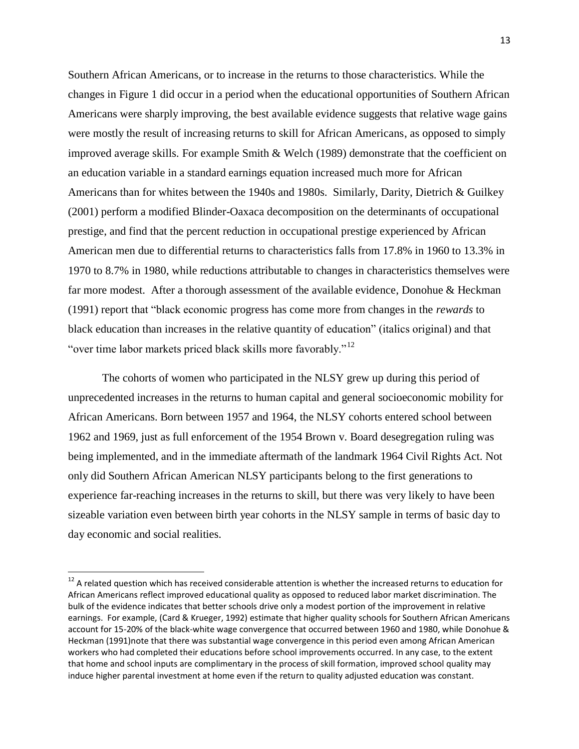Southern African Americans, or to increase in the returns to those characteristics. While the changes in Figure 1 did occur in a period when the educational opportunities of Southern African Americans were sharply improving, the best available evidence suggests that relative wage gains were mostly the result of increasing returns to skill for African Americans, as opposed to simply improved average skills. For example Smith & Welch (1989) demonstrate that the coefficient on an education variable in a standard earnings equation increased much more for African Americans than for whites between the 1940s and 1980s. Similarly, Darity, Dietrich & Guilkey (2001) perform a modified Blinder-Oaxaca decomposition on the determinants of occupational prestige, and find that the percent reduction in occupational prestige experienced by African American men due to differential returns to characteristics falls from 17.8% in 1960 to 13.3% in 1970 to 8.7% in 1980, while reductions attributable to changes in characteristics themselves were far more modest. After a thorough assessment of the available evidence, Donohue & Heckman (1991) report that "black economic progress has come more from changes in the *rewards* to black education than increases in the relative quantity of education" (italics original) and that "over time labor markets priced black skills more favorably."[12]

The cohorts of women who participated in the NLSY grew up during this period of unprecedented increases in the returns to human capital and general socioeconomic mobility for African Americans. Born between 1957 and 1964, the NLSY cohorts entered school between 1962 and 1969, just as full enforcement of the 1954 Brown v. Board desegregation ruling was being implemented, and in the immediate aftermath of the landmark 1964 Civil Rights Act. Not only did Southern African American NLSY participants belong to the first generations to experience far-reaching increases in the returns to skill, but there was very likely to have been sizeable variation even between birth year cohorts in the NLSY sample in terms of basic day to day economic and social realities.

[12] A related question which has received considerable attention is whether the increased returns to education for African Americans reflect improved educational quality as opposed to reduced labor market discrimination. The bulk of the evidence indicates that better schools drive only a modest portion of the improvement in relative earnings. For example, (Card & Krueger, 1992) estimate that higher quality schools for Southern African Americans account for 15-20% of the black-white wage convergence that occurred between 1960 and 1980, while Donohue & Heckman (1991)note that there was substantial wage convergence in this period even among African American workers who had completed their educations before school improvements occurred. In any case, to the extent that home and school inputs are complimentary in the process of skill formation, improved school quality may induce higher parental investment at home even if the return to quality adjusted education was constant.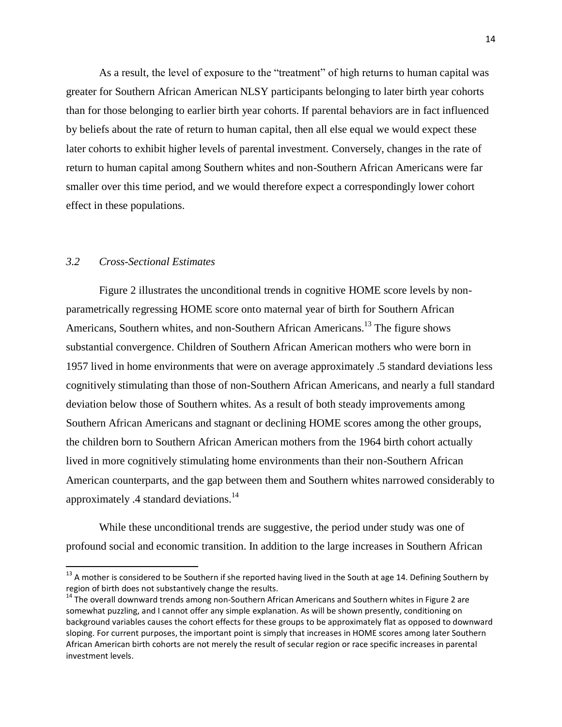As a result, the level of exposure to the "treatment" of high returns to human capital was greater for Southern African American NLSY participants belonging to later birth year cohorts than for those belonging to earlier birth year cohorts. If parental behaviors are in fact influenced by beliefs about the rate of return to human capital, then all else equal we would expect these later cohorts to exhibit higher levels of parental investment. Conversely, changes in the rate of return to human capital among Southern whites and non-Southern African Americans were far smaller over this time period, and we would therefore expect a correspondingly lower cohort effect in these populations.

### *3.2 Cross-Sectional Estimates*

Figure 2 illustrates the unconditional trends in cognitive HOME score levels by non-parametrically regressing HOME score onto maternal year of birth for Southern African Americans, Southern whites, and non-Southern African Americans.[13] The figure shows substantial convergence. Children of Southern African American mothers who were born in 1957 lived in home environments that were on average approximately .5 standard deviations less cognitively stimulating than those of non-Southern African Americans, and nearly a full standard deviation below those of Southern whites. As a result of both steady improvements among Southern African Americans and stagnant or declining HOME scores among the other groups, the children born to Southern African American mothers from the 1964 birth cohort actually lived in more cognitively stimulating home environments than their non-Southern African American counterparts, and the gap between them and Southern whites narrowed considerably to approximately .4 standard deviations.[14]

While these unconditional trends are suggestive, the period under study was one of profound social and economic transition. In addition to the large increases in Southern African

---

[13] A mother is considered to be Southern if she reported having lived in the South at age 14. Defining Southern by region of birth does not substantively change the results.

[14] The overall downward trends among non-Southern African Americans and Southern whites in Figure 2 are somewhat puzzling, and I cannot offer any simple explanation. As will be shown presently, conditioning on background variables causes the cohort effects for these groups to be approximately flat as opposed to downward sloping. For current purposes, the important point is simply that increases in HOME scores among later Southern African American birth cohorts are not merely the result of secular region or race specific increases in parental investment levels.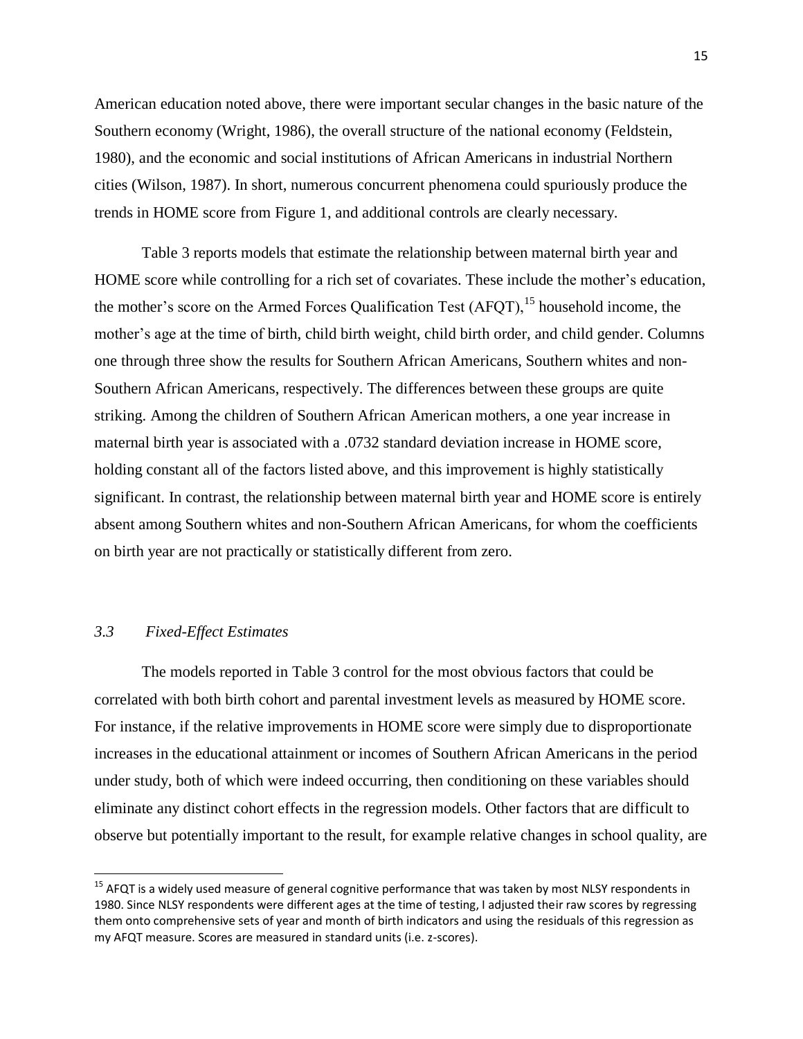American education noted above, there were important secular changes in the basic nature of the Southern economy (Wright, 1986), the overall structure of the national economy (Feldstein, 1980), and the economic and social institutions of African Americans in industrial Northern cities (Wilson, 1987). In short, numerous concurrent phenomena could spuriously produce the trends in HOME score from Figure 1, and additional controls are clearly necessary.

Table 3 reports models that estimate the relationship between maternal birth year and HOME score while controlling for a rich set of covariates. These include the mother's education, the mother's score on the Armed Forces Qualification Test (AFQT),[15] household income, the mother's age at the time of birth, child birth weight, child birth order, and child gender. Columns one through three show the results for Southern African Americans, Southern whites and non-Southern African Americans, respectively. The differences between these groups are quite striking. Among the children of Southern African American mothers, a one year increase in maternal birth year is associated with a .0732 standard deviation increase in HOME score, holding constant all of the factors listed above, and this improvement is highly statistically significant. In contrast, the relationship between maternal birth year and HOME score is entirely absent among Southern whites and non-Southern African Americans, for whom the coefficients on birth year are not practically or statistically different from zero.

### *3.3 Fixed-Effect Estimates*

The models reported in Table 3 control for the most obvious factors that could be correlated with both birth cohort and parental investment levels as measured by HOME score. For instance, if the relative improvements in HOME score were simply due to disproportionate increases in the educational attainment or incomes of Southern African Americans in the period under study, both of which were indeed occurring, then conditioning on these variables should eliminate any distinct cohort effects in the regression models. Other factors that are difficult to observe but potentially important to the result, for example relative changes in school quality, are

[15] AFQT is a widely used measure of general cognitive performance that was taken by most NLSY respondents in 1980. Since NLSY respondents were different ages at the time of testing, I adjusted their raw scores by regressing them onto comprehensive sets of year and month of birth indicators and using the residuals of this regression as my AFQT measure. Scores are measured in standard units (i.e. z-scores).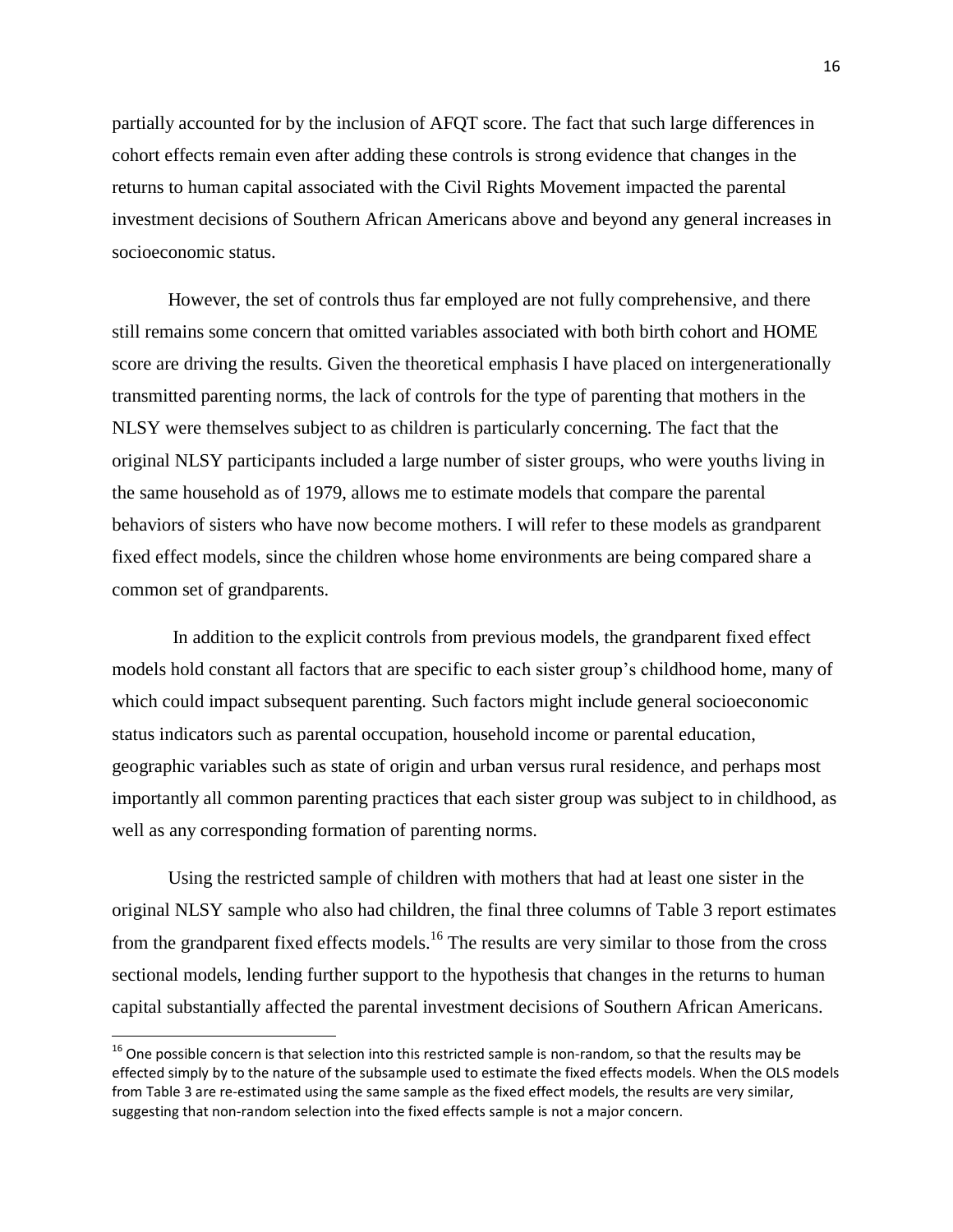partially accounted for by the inclusion of AFQT score. The fact that such large differences in cohort effects remain even after adding these controls is strong evidence that changes in the returns to human capital associated with the Civil Rights Movement impacted the parental investment decisions of Southern African Americans above and beyond any general increases in socioeconomic status.

However, the set of controls thus far employed are not fully comprehensive, and there still remains some concern that omitted variables associated with both birth cohort and HOME score are driving the results. Given the theoretical emphasis I have placed on intergenerationally transmitted parenting norms, the lack of controls for the type of parenting that mothers in the NLSY were themselves subject to as children is particularly concerning. The fact that the original NLSY participants included a large number of sister groups, who were youths living in the same household as of 1979, allows me to estimate models that compare the parental behaviors of sisters who have now become mothers. I will refer to these models as grandparent fixed effect models, since the children whose home environments are being compared share a common set of grandparents.

In addition to the explicit controls from previous models, the grandparent fixed effect models hold constant all factors that are specific to each sister group's childhood home, many of which could impact subsequent parenting. Such factors might include general socioeconomic status indicators such as parental occupation, household income or parental education, geographic variables such as state of origin and urban versus rural residence, and perhaps most importantly all common parenting practices that each sister group was subject to in childhood, as well as any corresponding formation of parenting norms.

Using the restricted sample of children with mothers that had at least one sister in the original NLSY sample who also had children, the final three columns of Table 3 report estimates from the grandparent fixed effects models.[16] The results are very similar to those from the cross sectional models, lending further support to the hypothesis that changes in the returns to human capital substantially affected the parental investment decisions of Southern African Americans.

[16] One possible concern is that selection into this restricted sample is non-random, so that the results may be effected simply by to the nature of the subsample used to estimate the fixed effects models. When the OLS models from Table 3 are re-estimated using the same sample as the fixed effect models, the results are very similar, suggesting that non-random selection into the fixed effects sample is not a major concern.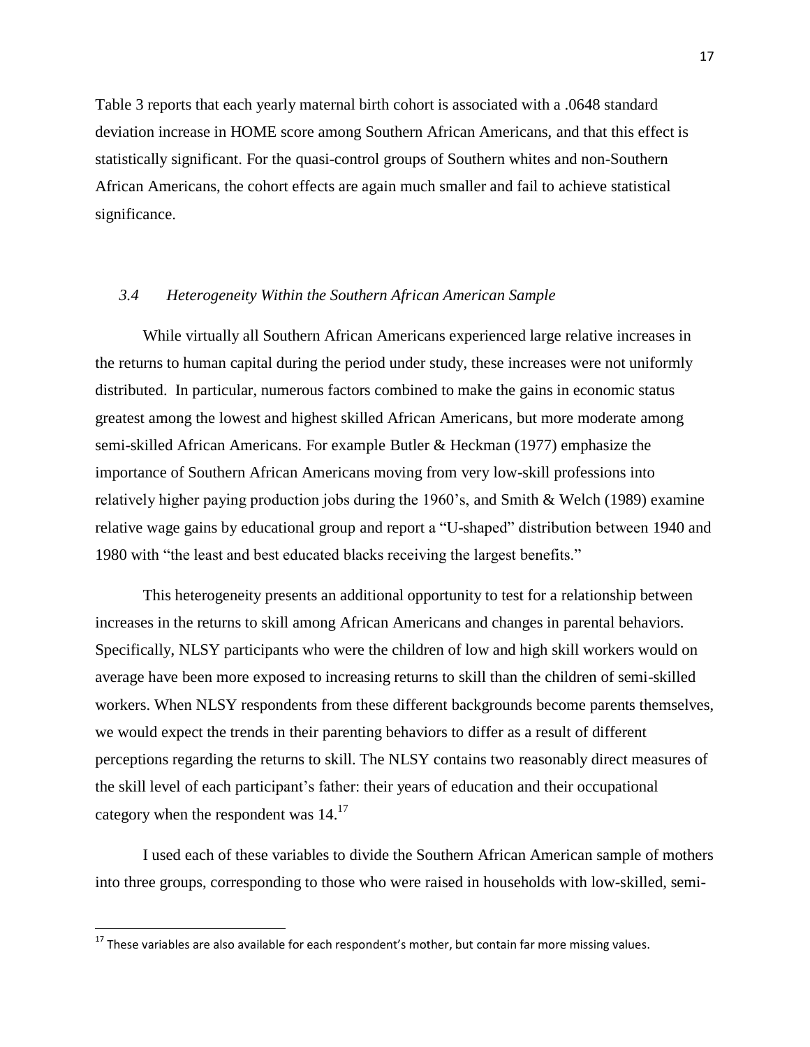Table 3 reports that each yearly maternal birth cohort is associated with a .0648 standard deviation increase in HOME score among Southern African Americans, and that this effect is statistically significant. For the quasi-control groups of Southern whites and non-Southern African Americans, the cohort effects are again much smaller and fail to achieve statistical significance.

### *3.4 Heterogeneity Within the Southern African American Sample*

While virtually all Southern African Americans experienced large relative increases in the returns to human capital during the period under study, these increases were not uniformly distributed. In particular, numerous factors combined to make the gains in economic status greatest among the lowest and highest skilled African Americans, but more moderate among semi-skilled African Americans. For example Butler & Heckman (1977) emphasize the importance of Southern African Americans moving from very low-skill professions into relatively higher paying production jobs during the 1960's, and Smith & Welch (1989) examine relative wage gains by educational group and report a "U-shaped" distribution between 1940 and 1980 with "the least and best educated blacks receiving the largest benefits."

This heterogeneity presents an additional opportunity to test for a relationship between increases in the returns to skill among African Americans and changes in parental behaviors. Specifically, NLSY participants who were the children of low and high skill workers would on average have been more exposed to increasing returns to skill than the children of semi-skilled workers. When NLSY respondents from these different backgrounds become parents themselves, we would expect the trends in their parenting behaviors to differ as a result of different perceptions regarding the returns to skill. The NLSY contains two reasonably direct measures of the skill level of each participant's father: their years of education and their occupational category when the respondent was 14.[17]

I used each of these variables to divide the Southern African American sample of mothers into three groups, corresponding to those who were raised in households with low-skilled, semi-

[17] These variables are also available for each respondent's mother, but contain far more missing values.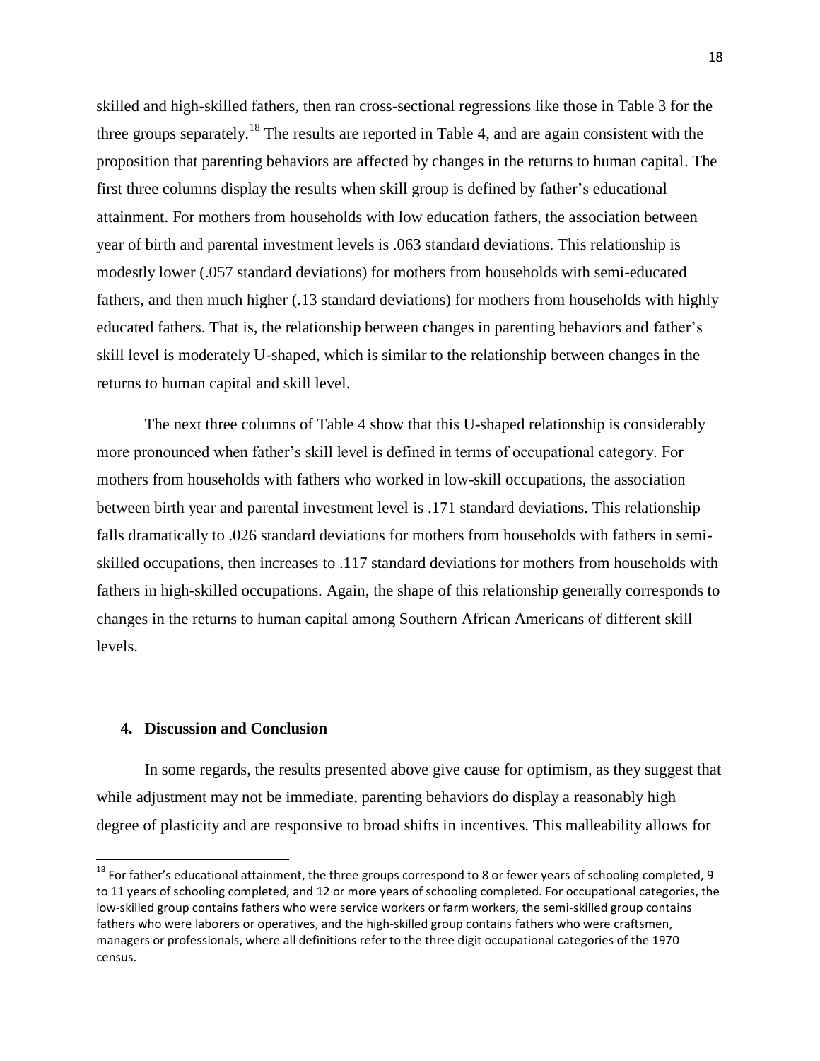skilled and high-skilled fathers, then ran cross-sectional regressions like those in Table 3 for the three groups separately.[18] The results are reported in Table 4, and are again consistent with the proposition that parenting behaviors are affected by changes in the returns to human capital. The first three columns display the results when skill group is defined by father's educational attainment. For mothers from households with low education fathers, the association between year of birth and parental investment levels is .063 standard deviations. This relationship is modestly lower (.057 standard deviations) for mothers from households with semi-educated fathers, and then much higher (.13 standard deviations) for mothers from households with highly educated fathers. That is, the relationship between changes in parenting behaviors and father's skill level is moderately U-shaped, which is similar to the relationship between changes in the returns to human capital and skill level.

The next three columns of Table 4 show that this U-shaped relationship is considerably more pronounced when father's skill level is defined in terms of occupational category. For mothers from households with fathers who worked in low-skill occupations, the association between birth year and parental investment level is .171 standard deviations. This relationship falls dramatically to .026 standard deviations for mothers from households with fathers in semi-skilled occupations, then increases to .117 standard deviations for mothers from households with fathers in high-skilled occupations. Again, the shape of this relationship generally corresponds to changes in the returns to human capital among Southern African Americans of different skill levels.

## 4. Discussion and Conclusion

In some regards, the results presented above give cause for optimism, as they suggest that while adjustment may not be immediate, parenting behaviors do display a reasonably high degree of plasticity and are responsive to broad shifts in incentives. This malleability allows for

[18] For father's educational attainment, the three groups correspond to 8 or fewer years of schooling completed, 9 to 11 years of schooling completed, and 12 or more years of schooling completed. For occupational categories, the low-skilled group contains fathers who were service workers or farm workers, the semi-skilled group contains fathers who were laborers or operatives, and the high-skilled group contains fathers who were craftsmen, managers or professionals, where all definitions refer to the three digit occupational categories of the 1970 census.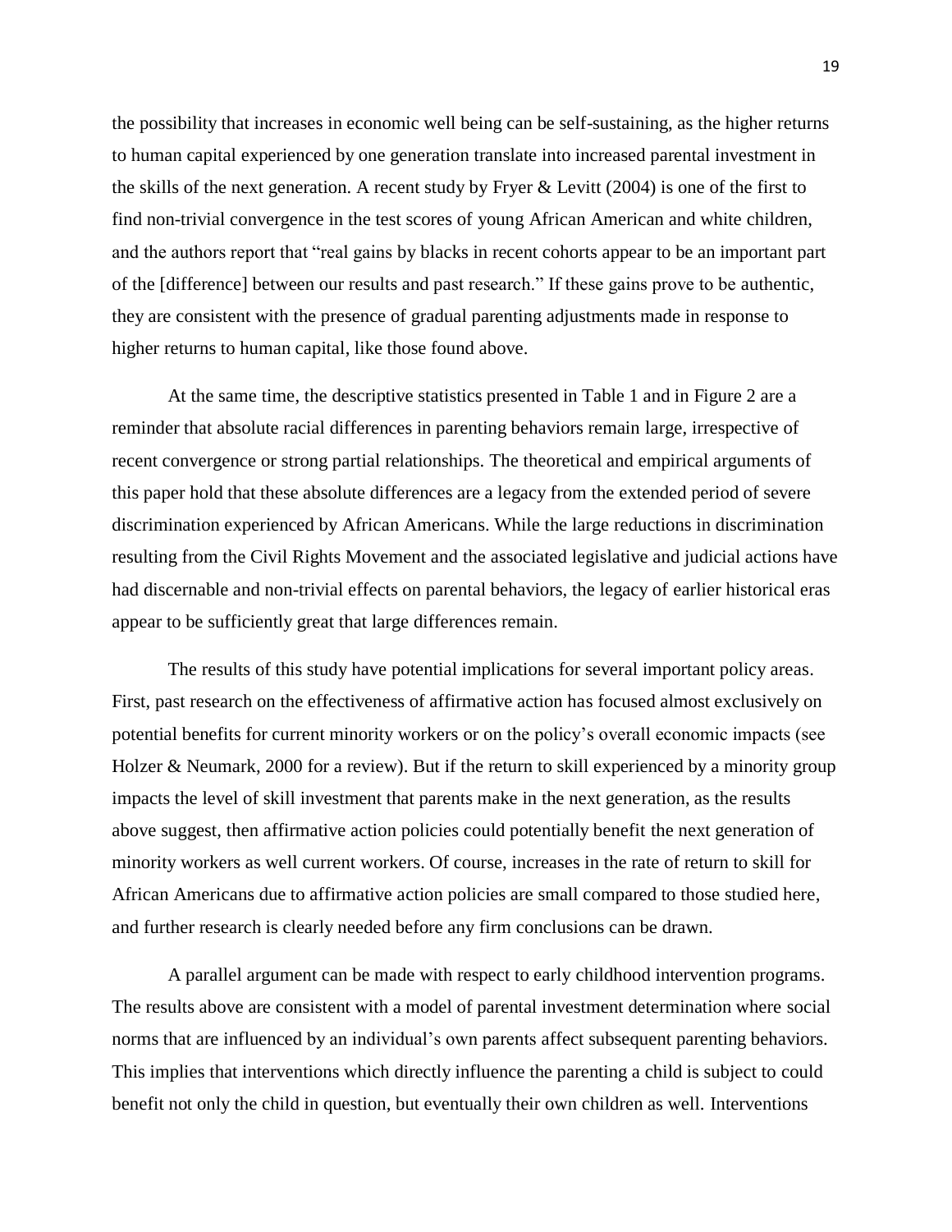the possibility that increases in economic well being can be self-sustaining, as the higher returns to human capital experienced by one generation translate into increased parental investment in the skills of the next generation. A recent study by Fryer & Levitt (2004) is one of the first to find non-trivial convergence in the test scores of young African American and white children, and the authors report that "real gains by blacks in recent cohorts appear to be an important part of the [difference] between our results and past research." If these gains prove to be authentic, they are consistent with the presence of gradual parenting adjustments made in response to higher returns to human capital, like those found above.

At the same time, the descriptive statistics presented in Table 1 and in Figure 2 are a reminder that absolute racial differences in parenting behaviors remain large, irrespective of recent convergence or strong partial relationships. The theoretical and empirical arguments of this paper hold that these absolute differences are a legacy from the extended period of severe discrimination experienced by African Americans. While the large reductions in discrimination resulting from the Civil Rights Movement and the associated legislative and judicial actions have had discernable and non-trivial effects on parental behaviors, the legacy of earlier historical eras appear to be sufficiently great that large differences remain.

The results of this study have potential implications for several important policy areas. First, past research on the effectiveness of affirmative action has focused almost exclusively on potential benefits for current minority workers or on the policy's overall economic impacts (see Holzer & Neumark, 2000 for a review). But if the return to skill experienced by a minority group impacts the level of skill investment that parents make in the next generation, as the results above suggest, then affirmative action policies could potentially benefit the next generation of minority workers as well current workers. Of course, increases in the rate of return to skill for African Americans due to affirmative action policies are small compared to those studied here, and further research is clearly needed before any firm conclusions can be drawn.

A parallel argument can be made with respect to early childhood intervention programs. The results above are consistent with a model of parental investment determination where social norms that are influenced by an individual's own parents affect subsequent parenting behaviors. This implies that interventions which directly influence the parenting a child is subject to could benefit not only the child in question, but eventually their own children as well. Interventions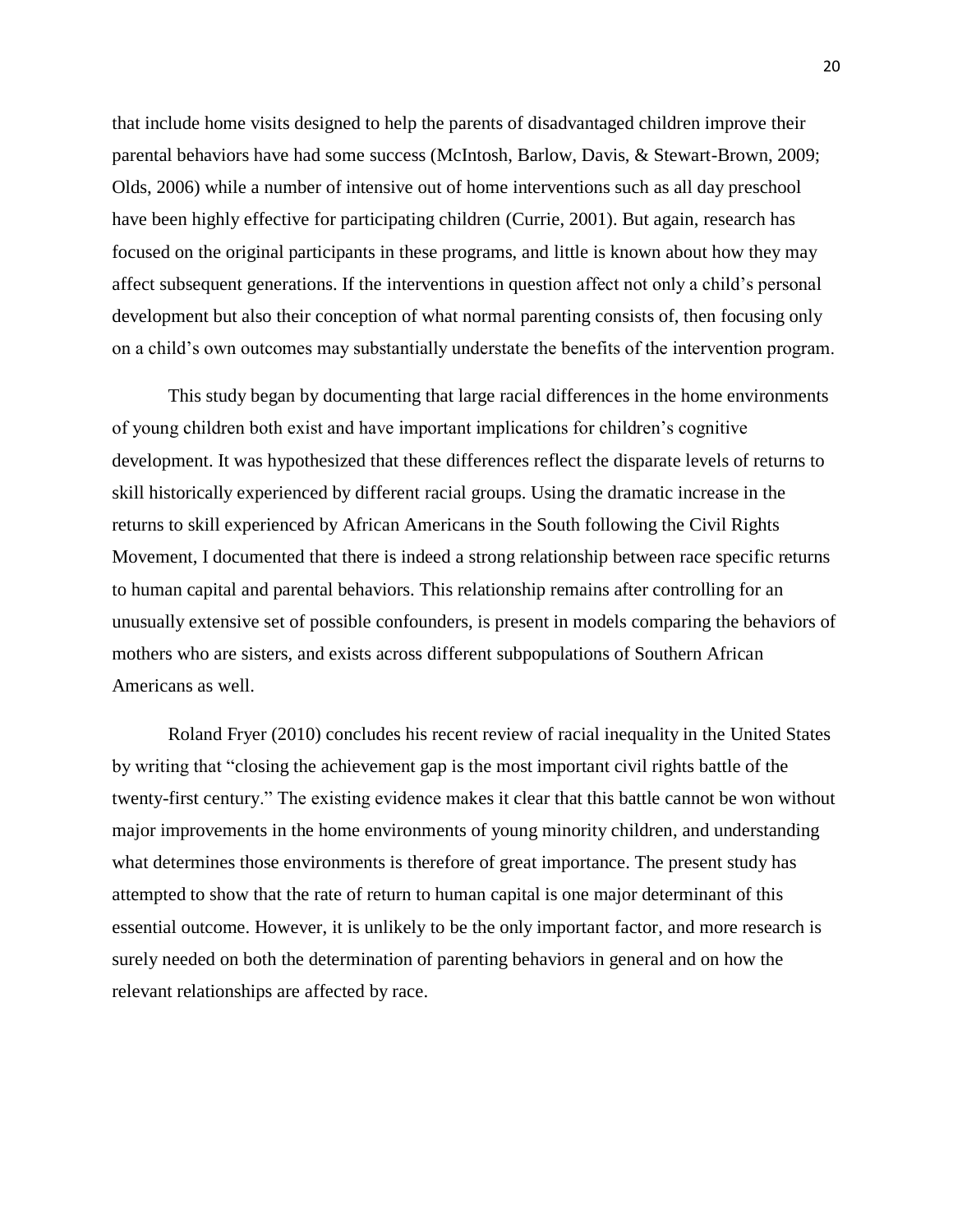that include home visits designed to help the parents of disadvantaged children improve their parental behaviors have had some success (McIntosh, Barlow, Davis, & Stewart-Brown, 2009; Olds, 2006) while a number of intensive out of home interventions such as all day preschool have been highly effective for participating children (Currie, 2001). But again, research has focused on the original participants in these programs, and little is known about how they may affect subsequent generations. If the interventions in question affect not only a child's personal development but also their conception of what normal parenting consists of, then focusing only on a child's own outcomes may substantially understate the benefits of the intervention program.

This study began by documenting that large racial differences in the home environments of young children both exist and have important implications for children's cognitive development. It was hypothesized that these differences reflect the disparate levels of returns to skill historically experienced by different racial groups. Using the dramatic increase in the returns to skill experienced by African Americans in the South following the Civil Rights Movement, I documented that there is indeed a strong relationship between race specific returns to human capital and parental behaviors. This relationship remains after controlling for an unusually extensive set of possible confounders, is present in models comparing the behaviors of mothers who are sisters, and exists across different subpopulations of Southern African Americans as well.

Roland Fryer (2010) concludes his recent review of racial inequality in the United States by writing that "closing the achievement gap is the most important civil rights battle of the twenty-first century." The existing evidence makes it clear that this battle cannot be won without major improvements in the home environments of young minority children, and understanding what determines those environments is therefore of great importance. The present study has attempted to show that the rate of return to human capital is one major determinant of this essential outcome. However, it is unlikely to be the only important factor, and more research is surely needed on both the determination of parenting behaviors in general and on how the relevant relationships are affected by race.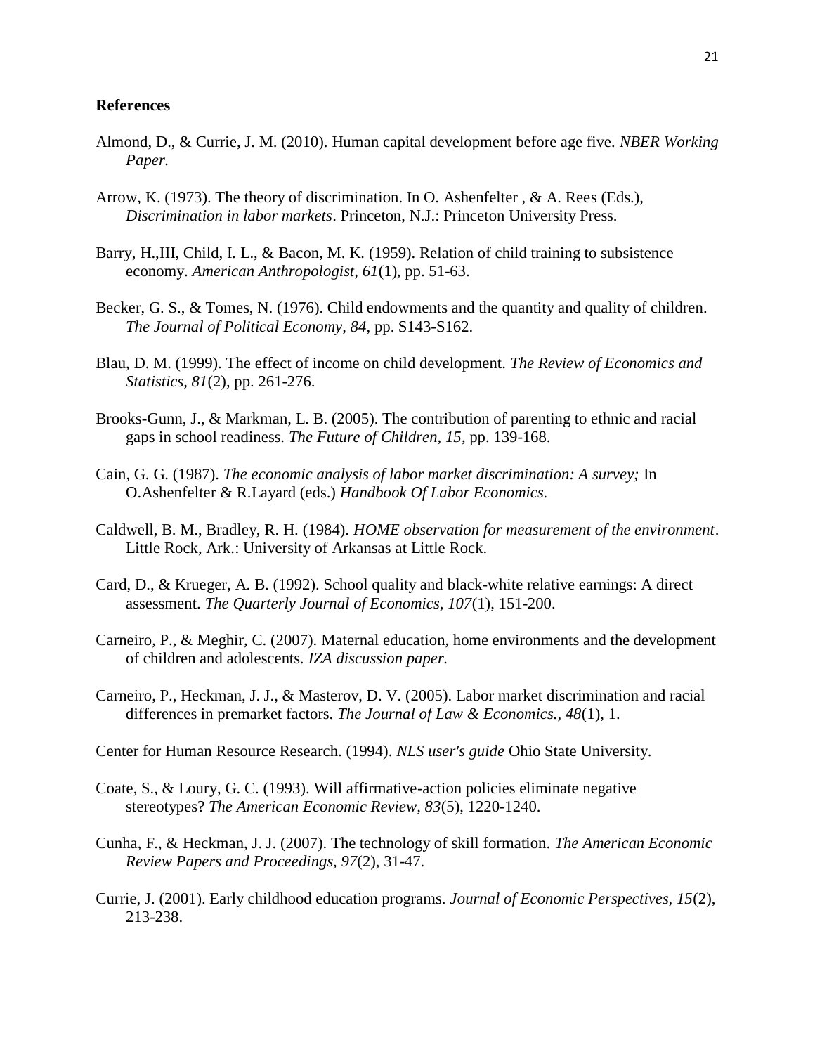# References

Almond, D., & Currie, J. M. (2010). Human capital development before age five. *NBER Working Paper.*

Arrow, K. (1973). The theory of discrimination. In O. Ashenfelter , & A. Rees (Eds.), *Discrimination in labor markets*. Princeton, N.J.: Princeton University Press.

Barry, H.,III, Child, I. L., & Bacon, M. K. (1959). Relation of child training to subsistence economy. *American Anthropologist, 61*(1), pp. 51-63.

Becker, G. S., & Tomes, N. (1976). Child endowments and the quantity and quality of children. *The Journal of Political Economy, 84*, pp. S143-S162.

Blau, D. M. (1999). The effect of income on child development. *The Review of Economics and Statistics, 81*(2), pp. 261-276.

Brooks-Gunn, J., & Markman, L. B. (2005). The contribution of parenting to ethnic and racial gaps in school readiness. *The Future of Children, 15*, pp. 139-168.

Cain, G. G. (1987). *The economic analysis of labor market discrimination: A survey;* In O.Ashenfelter & R.Layard (eds.) *Handbook Of Labor Economics.*

Caldwell, B. M., Bradley, R. H. (1984). *HOME observation for measurement of the environment*. Little Rock, Ark.: University of Arkansas at Little Rock.

Card, D., & Krueger, A. B. (1992). School quality and black-white relative earnings: A direct assessment. *The Quarterly Journal of Economics, 107*(1), 151-200.

Carneiro, P., & Meghir, C. (2007). Maternal education, home environments and the development of children and adolescents. *IZA discussion paper.*

Carneiro, P., Heckman, J. J., & Masterov, D. V. (2005). Labor market discrimination and racial differences in premarket factors. *The Journal of Law & Economics., 48*(1), 1.

Center for Human Resource Research. (1994). *NLS user's guide* Ohio State University.

Coate, S., & Loury, G. C. (1993). Will affirmative-action policies eliminate negative stereotypes? *The American Economic Review, 83*(5), 1220-1240.

Cunha, F., & Heckman, J. J. (2007). The technology of skill formation. *The American Economic Review Papers and Proceedings, 97*(2), 31-47.

Currie, J. (2001). Early childhood education programs. *Journal of Economic Perspectives, 15*(2), 213-238.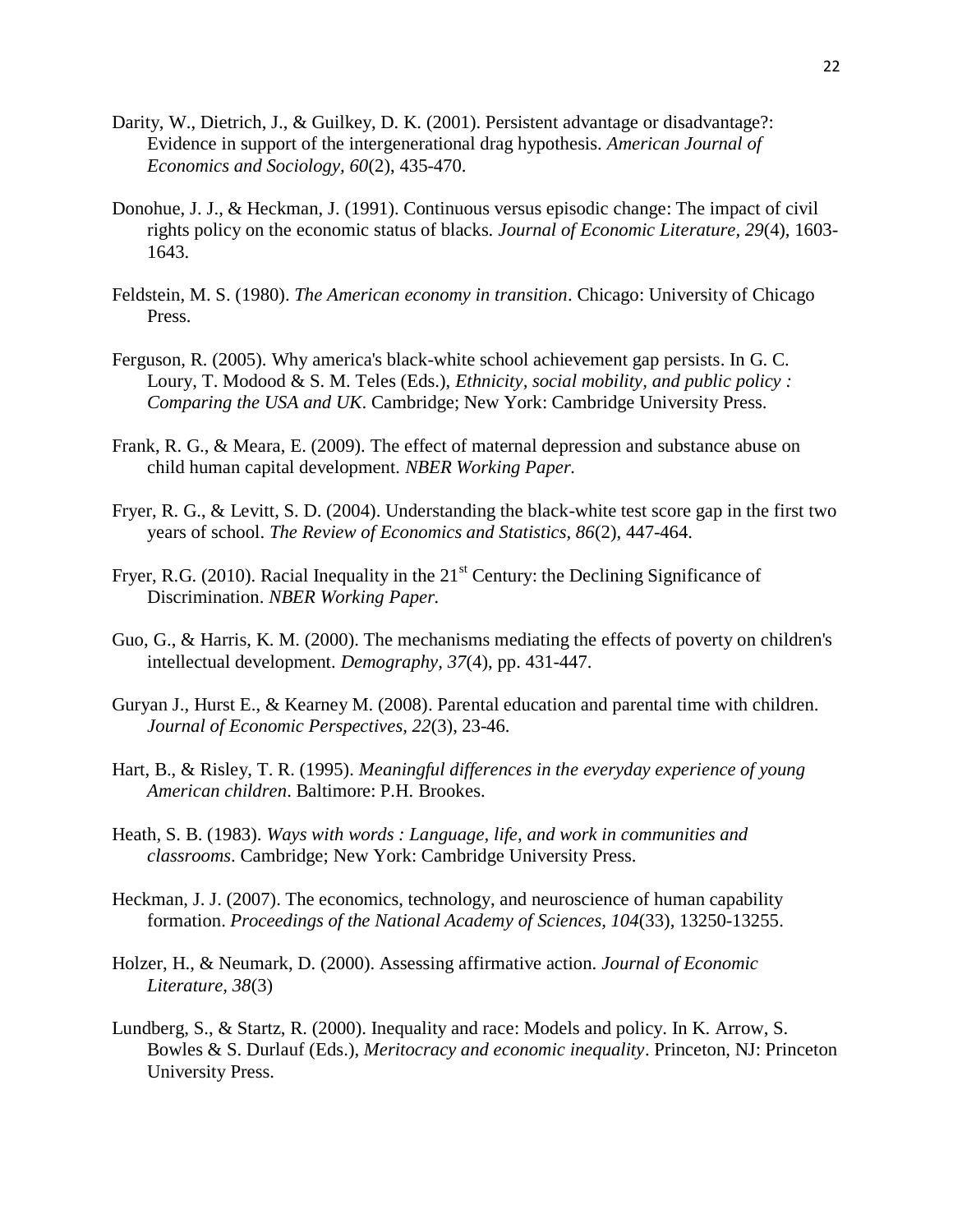Darity, W., Dietrich, J., & Guilkey, D. K. (2001). Persistent advantage or disadvantage?: Evidence in support of the intergenerational drag hypothesis. *American Journal of Economics and Sociology, 60*(2), 435-470.

Donohue, J. J., & Heckman, J. (1991). Continuous versus episodic change: The impact of civil rights policy on the economic status of blacks. *Journal of Economic Literature*, *29*(4), 1603-1643.

Feldstein, M. S. (1980). *The American economy in transition*. Chicago: University of Chicago Press.

Ferguson, R. (2005). Why america's black-white school achievement gap persists. In G. C. Loury, T. Modood & S. M. Teles (Eds.), *Ethnicity, social mobility, and public policy : Comparing the USA and UK*. Cambridge; New York: Cambridge University Press.

Frank, R. G., & Meara, E. (2009). The effect of maternal depression and substance abuse on child human capital development. *NBER Working Paper.*

Fryer, R. G., & Levitt, S. D. (2004). Understanding the black-white test score gap in the first two years of school. *The Review of Economics and Statistics*, *86*(2), 447-464.

Fryer, R.G. (2010). Racial Inequality in the 21st Century: the Declining Significance of Discrimination. *NBER Working Paper.*

Guo, G., & Harris, K. M. (2000). The mechanisms mediating the effects of poverty on children's intellectual development. *Demography, 37*(4), pp. 431-447.

Guryan J., Hurst E., & Kearney M. (2008). Parental education and parental time with children. *Journal of Economic Perspectives, 22*(3), 23-46.

Hart, B., & Risley, T. R. (1995). *Meaningful differences in the everyday experience of young American children*. Baltimore: P.H. Brookes.

Heath, S. B. (1983). *Ways with words : Language, life, and work in communities and classrooms*. Cambridge; New York: Cambridge University Press.

Heckman, J. J. (2007). The economics, technology, and neuroscience of human capability formation. *Proceedings of the National Academy of Sciences, 104*(33), 13250-13255.

Holzer, H., & Neumark, D. (2000). Assessing affirmative action. *Journal of Economic Literature, 38*(3)

Lundberg, S., & Startz, R. (2000). Inequality and race: Models and policy. In K. Arrow, S. Bowles & S. Durlauf (Eds.), *Meritocracy and economic inequality*. Princeton, NJ: Princeton University Press.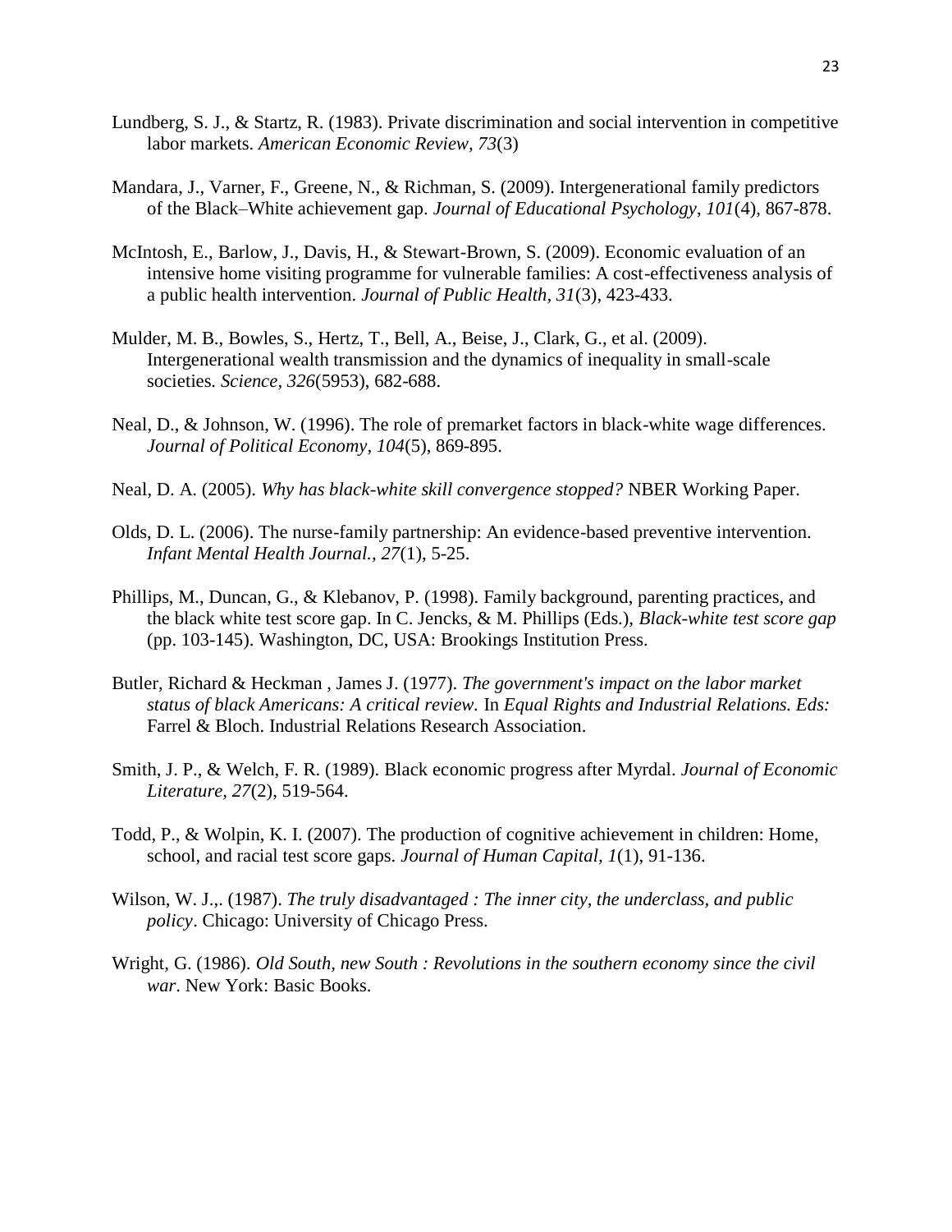Lundberg, S. J., & Startz, R. (1983). Private discrimination and social intervention in competitive labor markets. *American Economic Review, 73*(3)

Mandara, J., Varner, F., Greene, N., & Richman, S. (2009). Intergenerational family predictors of the Black–White achievement gap. *Journal of Educational Psychology, 101*(4), 867-878.

McIntosh, E., Barlow, J., Davis, H., & Stewart-Brown, S. (2009). Economic evaluation of an intensive home visiting programme for vulnerable families: A cost-effectiveness analysis of a public health intervention. *Journal of Public Health, 31*(3), 423-433.

Mulder, M. B., Bowles, S., Hertz, T., Bell, A., Beise, J., Clark, G., et al. (2009). Intergenerational wealth transmission and the dynamics of inequality in small-scale societies. *Science, 326*(5953), 682-688.

Neal, D., & Johnson, W. (1996). The role of premarket factors in black-white wage differences. *Journal of Political Economy, 104*(5), 869-895.

Neal, D. A. (2005). *Why has black-white skill convergence stopped?* NBER Working Paper.

Olds, D. L. (2006). The nurse-family partnership: An evidence-based preventive intervention. *Infant Mental Health Journal., 27*(1), 5-25.

Phillips, M., Duncan, G., & Klebanov, P. (1998). Family background, parenting practices, and the black white test score gap. In C. Jencks, & M. Phillips (Eds.), *Black-white test score gap* (pp. 103-145). Washington, DC, USA: Brookings Institution Press.

Butler, Richard & Heckman , James J. (1977). *The government's impact on the labor market status of black Americans: A critical review.* In *Equal Rights and Industrial Relations. Eds:* Farrel & Bloch. Industrial Relations Research Association.

Smith, J. P., & Welch, F. R. (1989). Black economic progress after Myrdal. *Journal of Economic Literature, 27*(2), 519-564.

Todd, P., & Wolpin, K. I. (2007). The production of cognitive achievement in children: Home, school, and racial test score gaps. *Journal of Human Capital, 1*(1), 91-136.

Wilson, W. J.,. (1987). *The truly disadvantaged : The inner city, the underclass, and public policy*. Chicago: University of Chicago Press.

Wright, G. (1986). *Old South, new South : Revolutions in the southern economy since the civil war*. New York: Basic Books.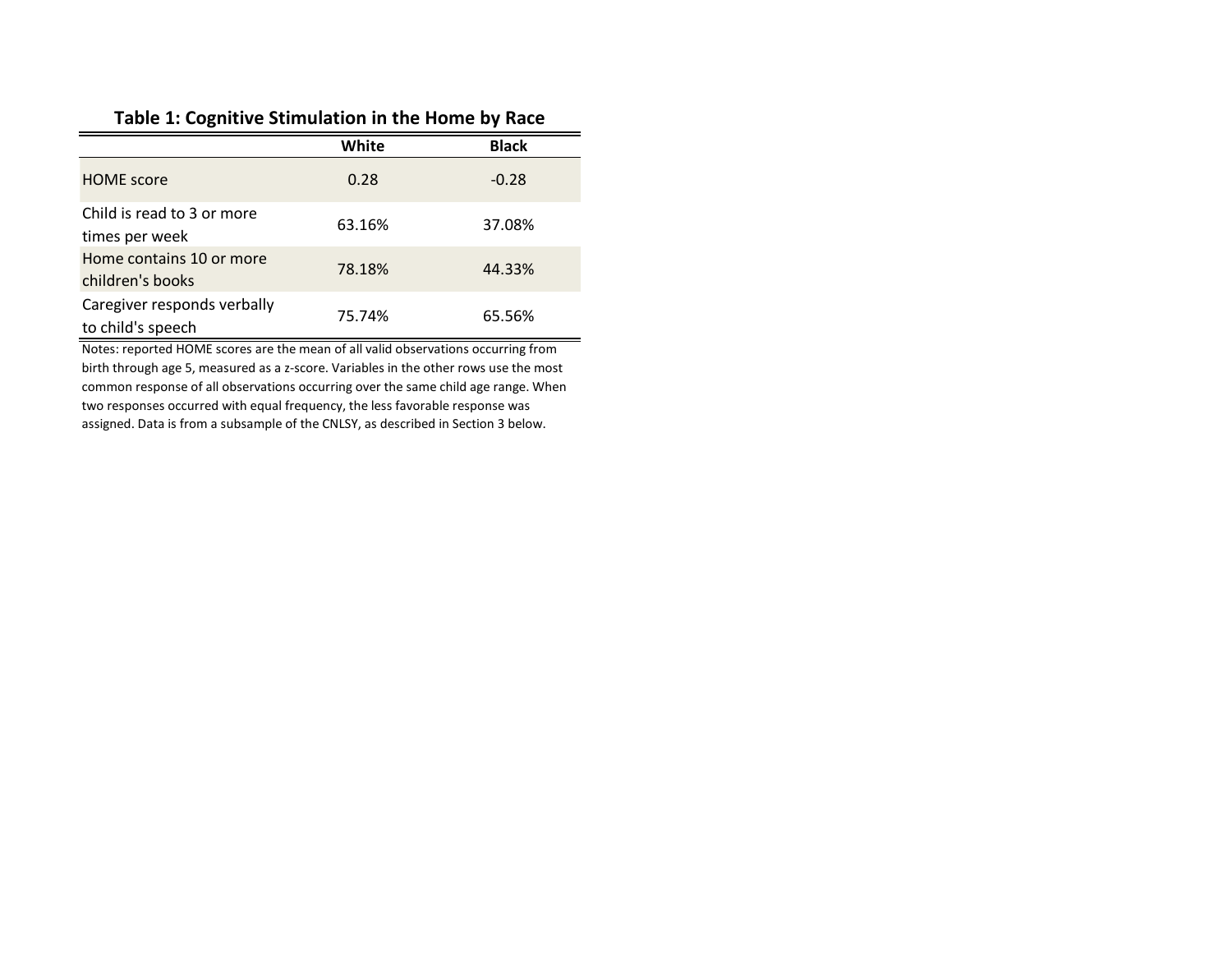**Table 1: Cognitive Stimulation in the Home by Race**

| | White | Black |
|---|---|---|
| HOME score | 0.28 | -0.28 |
| Child is read to 3 or more times per week | 63.16% | 37.08% |
| Home contains 10 or more children's books | 78.18% | 44.33% |
| Caregiver responds verbally to child's speech | 75.74% | 65.56% |

Notes: reported HOME scores are the mean of all valid observations occurring from birth through age 5, measured as a z-score. Variables in the other rows use the most common response of all observations occurring over the same child age range. When two responses occurred with equal frequency, the less favorable response was assigned. Data is from a subsample of the CNLSY, as described in Section 3 below.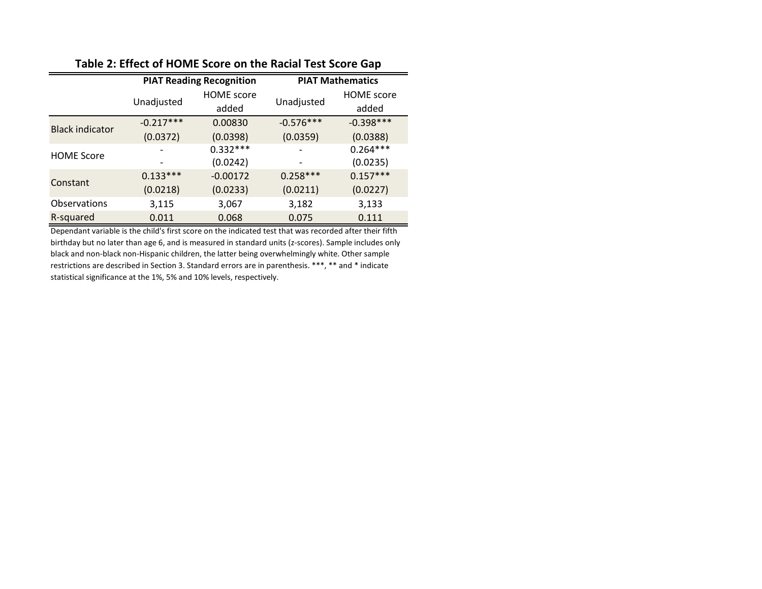## Table 2: Effect of HOME Score on the Racial Test Score Gap

| | PIAT Reading Recognition | | PIAT Mathematics | |
|---|---|---|---|---|
| | Unadjusted | HOME score added | Unadjusted | HOME score added |
| Black indicator | -0.217*** | 0.00830 | -0.576*** | -0.398*** |
| | (0.0372) | (0.0398) | (0.0359) | (0.0388) |
| HOME Score | - | 0.332*** | - | 0.264*** |
| | - | (0.0242) | - | (0.0235) |
| Constant | 0.133*** | -0.00172 | 0.258*** | 0.157*** |
| | (0.0218) | (0.0233) | (0.0211) | (0.0227) |
| Observations | 3,115 | 3,067 | 3,182 | 3,133 |
| R-squared | 0.011 | 0.068 | 0.075 | 0.111 |

Dependant variable is the child's first score on the indicated test that was recorded after their fifth birthday but no later than age 6, and is measured in standard units (z-scores). Sample includes only black and non-black non-Hispanic children, the latter being overwhelmingly white. Other sample restrictions are described in Section 3. Standard errors are in parenthesis. ***, ** and * indicate statistical significance at the 1%, 5% and 10% levels, respectively.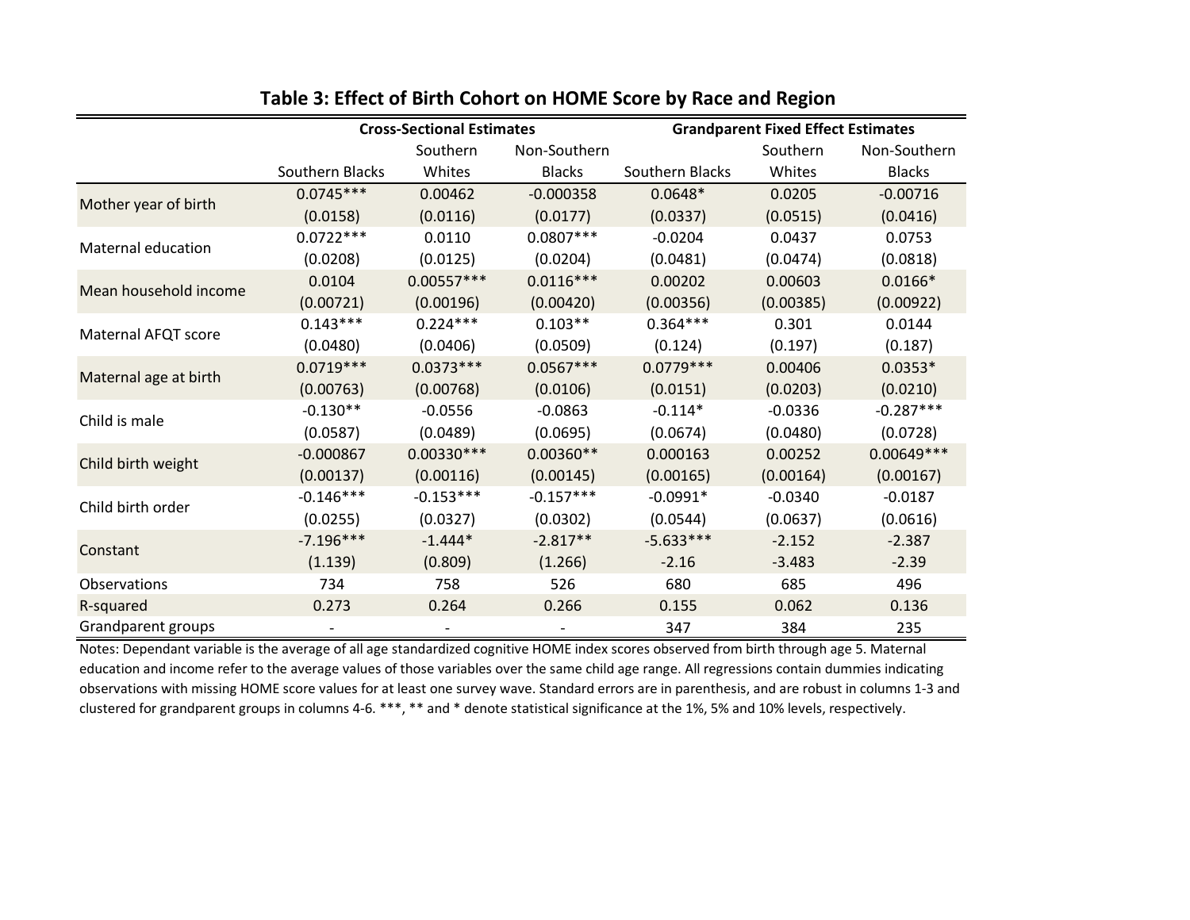## Table 3: Effect of Birth Cohort on HOME Score by Race and Region

| | Cross-Sectional Estimates | | | Grandparent Fixed Effect Estimates | | |
|---|---|---|---|---|---|---|
| | Southern Blacks | Southern Whites | Non-Southern Blacks | Southern Blacks | Southern Whites | Non-Southern Blacks |
| Mother year of birth | 0.0745*** | 0.00462 | -0.000358 | 0.0648* | 0.0205 | -0.00716 |
| | (0.0158) | (0.0116) | (0.0177) | (0.0337) | (0.0515) | (0.0416) |
| Maternal education | 0.0722*** | 0.0110 | 0.0807*** | -0.0204 | 0.0437 | 0.0753 |
| | (0.0208) | (0.0125) | (0.0204) | (0.0481) | (0.0474) | (0.0818) |
| Mean household income | 0.0104 | 0.00557*** | 0.0116*** | 0.00202 | 0.00603 | 0.0166* |
| | (0.00721) | (0.00196) | (0.00420) | (0.00356) | (0.00385) | (0.00922) |
| Maternal AFQT score | 0.143*** | 0.224*** | 0.103** | 0.364*** | 0.301 | 0.0144 |
| | (0.0480) | (0.0406) | (0.0509) | (0.124) | (0.197) | (0.187) |
| Maternal age at birth | 0.0719*** | 0.0373*** | 0.0567*** | 0.0779*** | 0.00406 | 0.0353* |
| | (0.00763) | (0.00768) | (0.0106) | (0.0151) | (0.0203) | (0.0210) |
| Child is male | -0.130** | -0.0556 | -0.0863 | -0.114* | -0.0336 | -0.287*** |
| | (0.0587) | (0.0489) | (0.0695) | (0.0674) | (0.0480) | (0.0728) |
| Child birth weight | -0.000867 | 0.00330*** | 0.00360** | 0.000163 | 0.00252 | 0.00649*** |
| | (0.00137) | (0.00116) | (0.00145) | (0.00165) | (0.00164) | (0.00167) |
| Child birth order | -0.146*** | -0.153*** | -0.157*** | -0.0991* | -0.0340 | -0.0187 |
| | (0.0255) | (0.0327) | (0.0302) | (0.0544) | (0.0637) | (0.0616) |
| Constant | -7.196*** | -1.444* | -2.817** | -5.633*** | -2.152 | -2.387 |
| | (1.139) | (0.809) | (1.266) | -2.16 | -3.483 | -2.39 |
| Observations | 734 | 758 | 526 | 680 | 685 | 496 |
| R-squared | 0.273 | 0.264 | 0.266 | 0.155 | 0.062 | 0.136 |
| Grandparent groups | - | - | - | 347 | 384 | 235 |

Notes: Dependant variable is the average of all age standardized cognitive HOME index scores observed from birth through age 5. Maternal education and income refer to the average values of those variables over the same child age range. All regressions contain dummies indicating observations with missing HOME score values for at least one survey wave. Standard errors are in parenthesis, and are robust in columns 1-3 and clustered for grandparent groups in columns 4-6. ***, ** and * denote statistical significance at the 1%, 5% and 10% levels, respectively.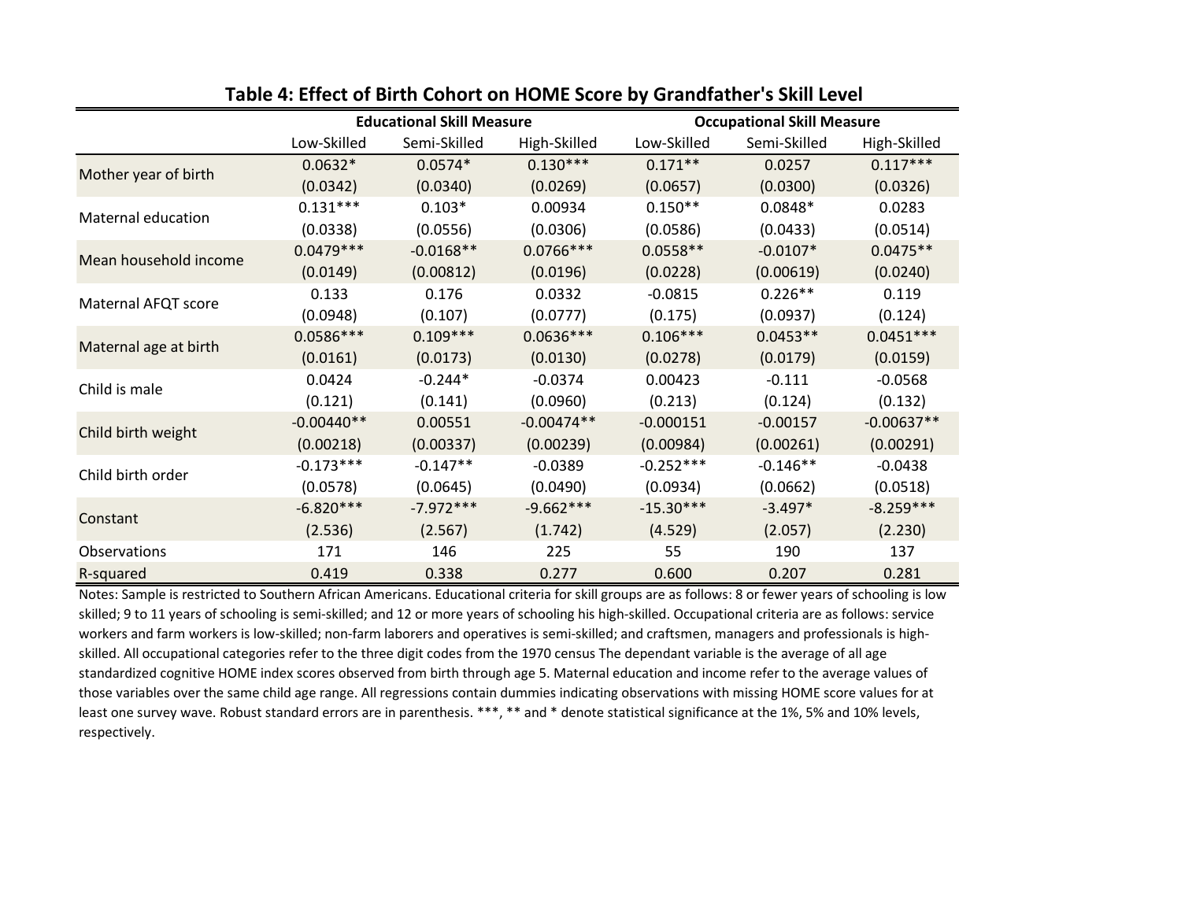**Table 4: Effect of Birth Cohort on HOME Score by Grandfather's Skill Level**

| | Educational Skill Measure | | | Occupational Skill Measure | | |
|---|---|---|---|---|---|---|
| | Low-Skilled | Semi-Skilled | High-Skilled | Low-Skilled | Semi-Skilled | High-Skilled |
| Mother year of birth | 0.0632* | 0.0574* | 0.130*** | 0.171** | 0.0257 | 0.117*** |
| | (0.0342) | (0.0340) | (0.0269) | (0.0657) | (0.0300) | (0.0326) |
| Maternal education | 0.131*** | 0.103* | 0.00934 | 0.150** | 0.0848* | 0.0283 |
| | (0.0338) | (0.0556) | (0.0306) | (0.0586) | (0.0433) | (0.0514) |
| Mean household income | 0.0479*** | -0.0168** | 0.0766*** | 0.0558** | -0.0107* | 0.0475** |
| | (0.0149) | (0.00812) | (0.0196) | (0.0228) | (0.00619) | (0.0240) |
| Maternal AFQT score | 0.133 | 0.176 | 0.0332 | -0.0815 | 0.226** | 0.119 |
| | (0.0948) | (0.107) | (0.0777) | (0.175) | (0.0937) | (0.124) |
| Maternal age at birth | 0.0586*** | 0.109*** | 0.0636*** | 0.106*** | 0.0453** | 0.0451*** |
| | (0.0161) | (0.0173) | (0.0130) | (0.0278) | (0.0179) | (0.0159) |
| Child is male | 0.0424 | -0.244* | -0.0374 | 0.00423 | -0.111 | -0.0568 |
| | (0.121) | (0.141) | (0.0960) | (0.213) | (0.124) | (0.132) |
| Child birth weight | -0.00440** | 0.00551 | -0.00474** | -0.000151 | -0.00157 | -0.00637** |
| | (0.00218) | (0.00337) | (0.00239) | (0.00984) | (0.00261) | (0.00291) |
| Child birth order | -0.173*** | -0.147** | -0.0389 | -0.252*** | -0.146** | -0.0438 |
| | (0.0578) | (0.0645) | (0.0490) | (0.0934) | (0.0662) | (0.0518) |
| Constant | -6.820*** | -7.972*** | -9.662*** | -15.30*** | -3.497* | -8.259*** |
| | (2.536) | (2.567) | (1.742) | (4.529) | (2.057) | (2.230) |
| Observations | 171 | 146 | 225 | 55 | 190 | 137 |
| R-squared | 0.419 | 0.338 | 0.277 | 0.600 | 0.207 | 0.281 |

Notes: Sample is restricted to Southern African Americans. Educational criteria for skill groups are as follows: 8 or fewer years of schooling is low skilled; 9 to 11 years of schooling is semi-skilled; and 12 or more years of schooling his high-skilled. Occupational criteria are as follows: service workers and farm workers is low-skilled; non-farm laborers and operatives is semi-skilled; and craftsmen, managers and professionals is high-skilled. All occupational categories refer to the three digit codes from the 1970 census The dependant variable is the average of all age standardized cognitive HOME index scores observed from birth through age 5. Maternal education and income refer to the average values of those variables over the same child age range. All regressions contain dummies indicating observations with missing HOME score values for at least one survey wave. Robust standard errors are in parenthesis. ***, ** and * denote statistical significance at the 1%, 5% and 10% levels, respectively.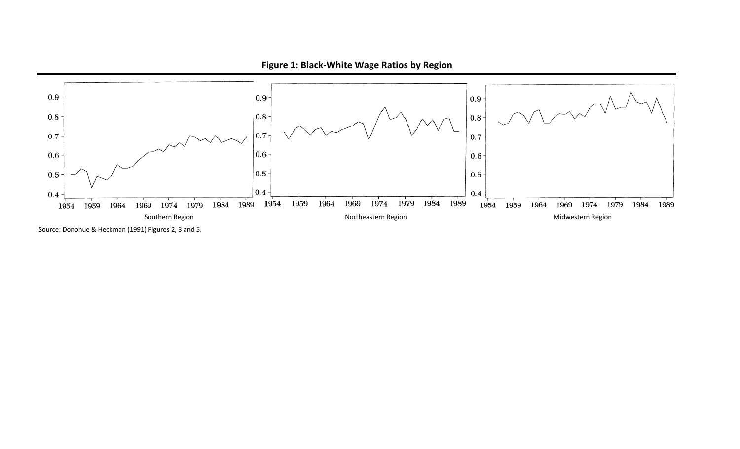**Figure 1: Black-White Wage Ratios by Region**

Southern Region

Northeastern Region

Midwestern Region

Source: Donohue & Heckman (1991) Figures 2, 3 and 5.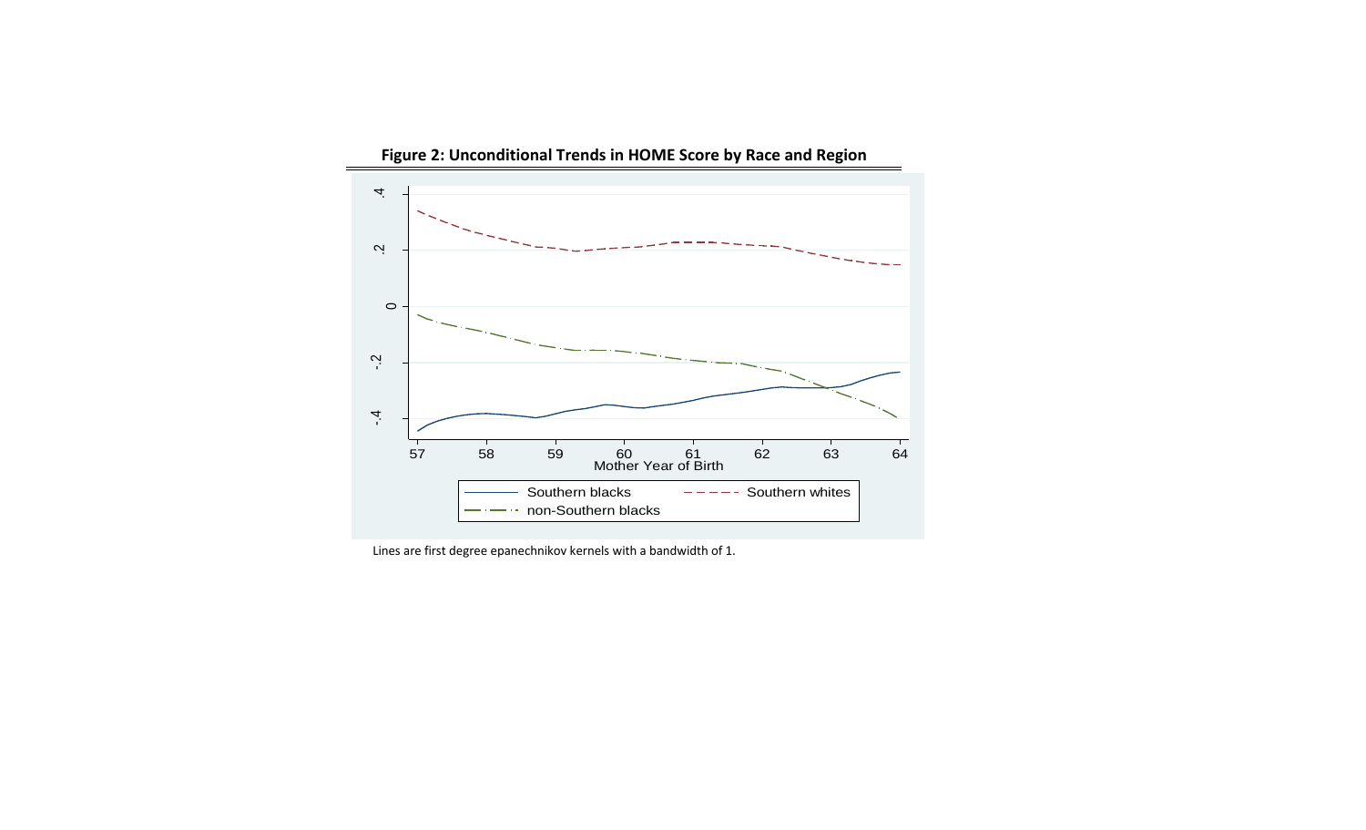**Figure 2: Unconditional Trends in HOME Score by Race and Region**

.4
.2
0
-.2
-.4

57
58
59
60
61
62
63
64

Mother Year of Birth

Southern blacks
Southern whites
non-Southern blacks

Lines are first degree epanechnikov kernels with a bandwidth of 1.